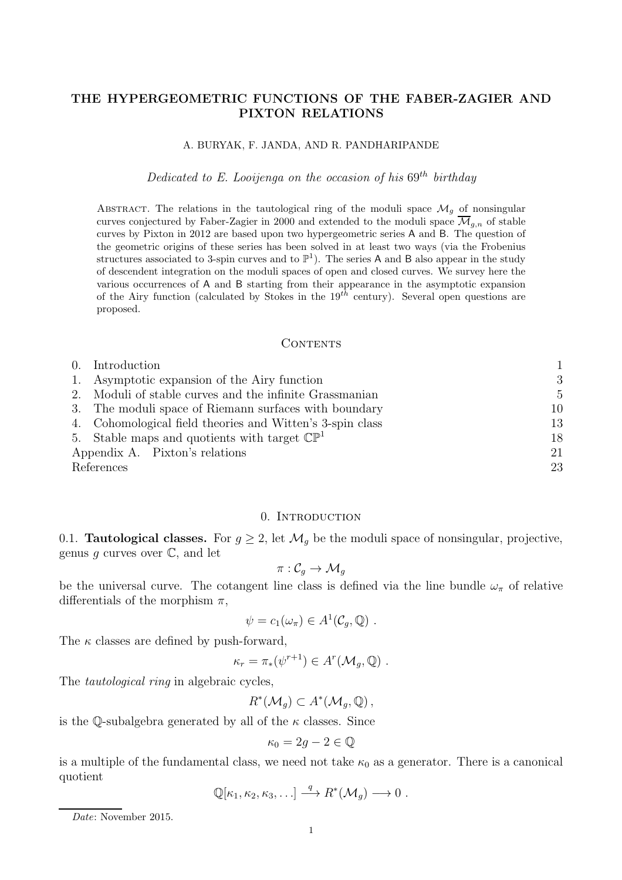# THE HYPERGEOMETRIC FUNCTIONS OF THE FABER-ZAGIER AND PIXTON RELATIONS

A. BURYAK, F. JANDA, AND R. PANDHARIPANDE

*Dedicated to E. Looijenga on the occasion of his $69^{th}$ birthday*

Abstract. The relations in the tautological ring of the moduli space $\mathcal{M}_g$ of nonsingular curves conjectured by Faber-Zagier in 2000 and extended to the moduli space $\overline{\mathcal{M}}_{g,n}$ of stable curves by Pixton in 2012 are based upon two hypergeometric series $\mathsf{A}$ and $\mathsf{B}$. The question of the geometric origins of these series has been solved in at least two ways (via the Frobenius structures associated to 3-spin curves and to $\mathbb{P}^1$). The series $\mathsf{A}$ and $\mathsf{B}$ also appear in the study of descendent integration on the moduli spaces of open and closed curves. We survey here the various occurrences of $\mathsf{A}$ and $\mathsf{B}$ starting from their appearance in the asymptotic expansion of the Airy function (calculated by Stokes in the $19^{th}$ century). Several open questions are proposed.

## Contents

| | |
|---|---|
| 0. Introduction | 1 |
| 1. Asymptotic expansion of the Airy function | 3 |
| 2. Moduli of stable curves and the infinite Grassmanian | 5 |
| 3. The moduli space of Riemann surfaces with boundary | 10 |
| 4. Cohomological field theories and Witten's 3-spin class | 13 |
| 5. Stable maps and quotients with target $\mathbb{CP}^1$ | 18 |
| Appendix A. Pixton's relations | 21 |
| References | 23 |

## 0. Introduction

0.1. **Tautological classes.** For $g \geq 2$, let $\mathcal{M}_g$ be the moduli space of nonsingular, projective, genus $g$ curves over $\mathbb{C}$, and let

$$\pi : \mathcal{C}_g \to \mathcal{M}_g$$

be the universal curve. The cotangent line class is defined via the line bundle $\omega_\pi$ of relative differentials of the morphism $\pi$,

$$\psi = c_1(\omega_\pi) \in A^1(\mathcal{C}_g, \mathbb{Q}) \ .$$

The $\kappa$ classes are defined by push-forward,

$$\kappa_r = \pi_*(\psi^{r+1}) \in A^r(\mathcal{M}_g, \mathbb{Q}) \ .$$

The *tautological ring* in algebraic cycles,

$$R^*(\mathcal{M}_g) \subset A^*(\mathcal{M}_g, \mathbb{Q}) \, ,$$

is the $\mathbb{Q}$-subalgebra generated by all of the $\kappa$ classes. Since

$$\kappa_0 = 2g - 2 \in \mathbb{Q}$$

is a multiple of the fundamental class, we need not take $\kappa_0$ as a generator. There is a canonical quotient

$$\mathbb{Q}[\kappa_1, \kappa_2, \kappa_3, \ldots] \xrightarrow{\ q\ } R^*(\mathcal{M}_g) \longrightarrow 0 \ .$$

*Date*: November 2015.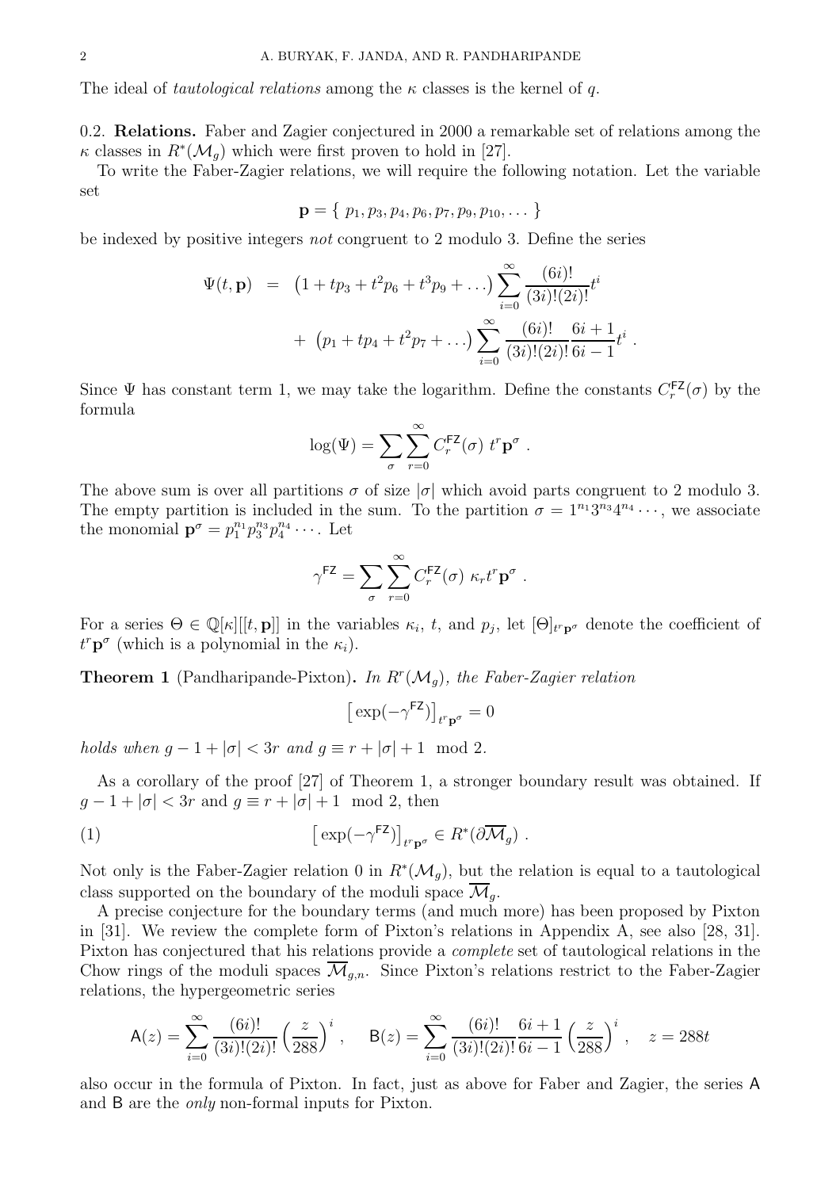The ideal of *tautological relations* among the $\kappa$ classes is the kernel of $q$.

### 0.2. Relations.

Faber and Zagier conjectured in 2000 a remarkable set of relations among the $\kappa$ classes in $R^*(\mathcal{M}_g)$ which were first proven to hold in [27].

To write the Faber-Zagier relations, we will require the following notation. Let the variable set

$$\mathbf{p} = \{\ p_1, p_3, p_4, p_6, p_7, p_9, p_{10}, \dots\ \}$$

be indexed by positive integers *not* congruent to 2 modulo 3. Define the series

$$\begin{aligned}\Psi(t,\mathbf{p}) \ &= \ \left(1+tp_3+t^2p_6+t^3p_9+\dots\right)\sum_{i=0}^{\infty}\frac{(6i)!}{(3i)!(2i)!}t^i \\ &\quad + \ \left(p_1+tp_4+t^2p_7+\dots\right)\sum_{i=0}^{\infty}\frac{(6i)!}{(3i)!(2i)!}\frac{6i+1}{6i-1}t^i \ .\end{aligned}$$

Since $\Psi$ has constant term 1, we may take the logarithm. Define the constants $C_r^{\mathsf{FZ}}(\sigma)$ by the formula

$$\log(\Psi) = \sum_{\sigma}\sum_{r=0}^{\infty} C_r^{\mathsf{FZ}}(\sigma)\ t^r\mathbf{p}^{\sigma} \ .$$

The above sum is over all partitions $\sigma$ of size $|\sigma|$ which avoid parts congruent to 2 modulo 3. The empty partition is included in the sum. To the partition $\sigma = 1^{n_1}3^{n_3}4^{n_4}\cdots$, we associate the monomial $\mathbf{p}^{\sigma} = p_1^{n_1}p_3^{n_3}p_4^{n_4}\cdots$. Let

$$\gamma^{\mathsf{FZ}} = \sum_{\sigma}\sum_{r=0}^{\infty} C_r^{\mathsf{FZ}}(\sigma)\ \kappa_r t^r\mathbf{p}^{\sigma} \ .$$

For a series $\Theta \in \mathbb{Q}[\kappa][[t,\mathbf{p}]]$ in the variables $\kappa_i$, $t$, and $p_j$, let $[\Theta]_{t^r\mathbf{p}^{\sigma}}$ denote the coefficient of $t^r\mathbf{p}^{\sigma}$ (which is a polynomial in the $\kappa_i$).

**Theorem 1** (Pandharipande-Pixton)**.** *In $R^r(\mathcal{M}_g)$, the Faber-Zagier relation*

$$\left[\exp(-\gamma^{\mathsf{FZ}})\right]_{t^r\mathbf{p}^{\sigma}} = 0$$

*holds when $g-1+|\sigma| < 3r$ and $g \equiv r+|\sigma|+1 \mod 2$.*

As a corollary of the proof [27] of Theorem 1, a stronger boundary result was obtained. If $g-1+|\sigma| < 3r$ and $g \equiv r+|\sigma|+1 \mod 2$, then

$$\left[\exp(-\gamma^{\mathsf{FZ}})\right]_{t^r\mathbf{p}^{\sigma}} \in R^*(\partial\overline{\mathcal{M}}_g) \ . \tag{1}$$

Not only is the Faber-Zagier relation 0 in $R^*(\mathcal{M}_g)$, but the relation is equal to a tautological class supported on the boundary of the moduli space $\overline{\mathcal{M}}_g$.

A precise conjecture for the boundary terms (and much more) has been proposed by Pixton in [31]. We review the complete form of Pixton's relations in Appendix A, see also [28, 31]. Pixton has conjectured that his relations provide a *complete* set of tautological relations in the Chow rings of the moduli spaces $\overline{\mathcal{M}}_{g,n}$. Since Pixton's relations restrict to the Faber-Zagier relations, the hypergeometric series

$$\mathsf{A}(z) = \sum_{i=0}^{\infty}\frac{(6i)!}{(3i)!(2i)!}\left(\frac{z}{288}\right)^i, \qquad \mathsf{B}(z) = \sum_{i=0}^{\infty}\frac{(6i)!}{(3i)!(2i)!}\frac{6i+1}{6i-1}\left(\frac{z}{288}\right)^i, \quad z = 288t$$

also occur in the formula of Pixton. In fact, just as above for Faber and Zagier, the series $\mathsf{A}$ and $\mathsf{B}$ are the *only* non-formal inputs for Pixton.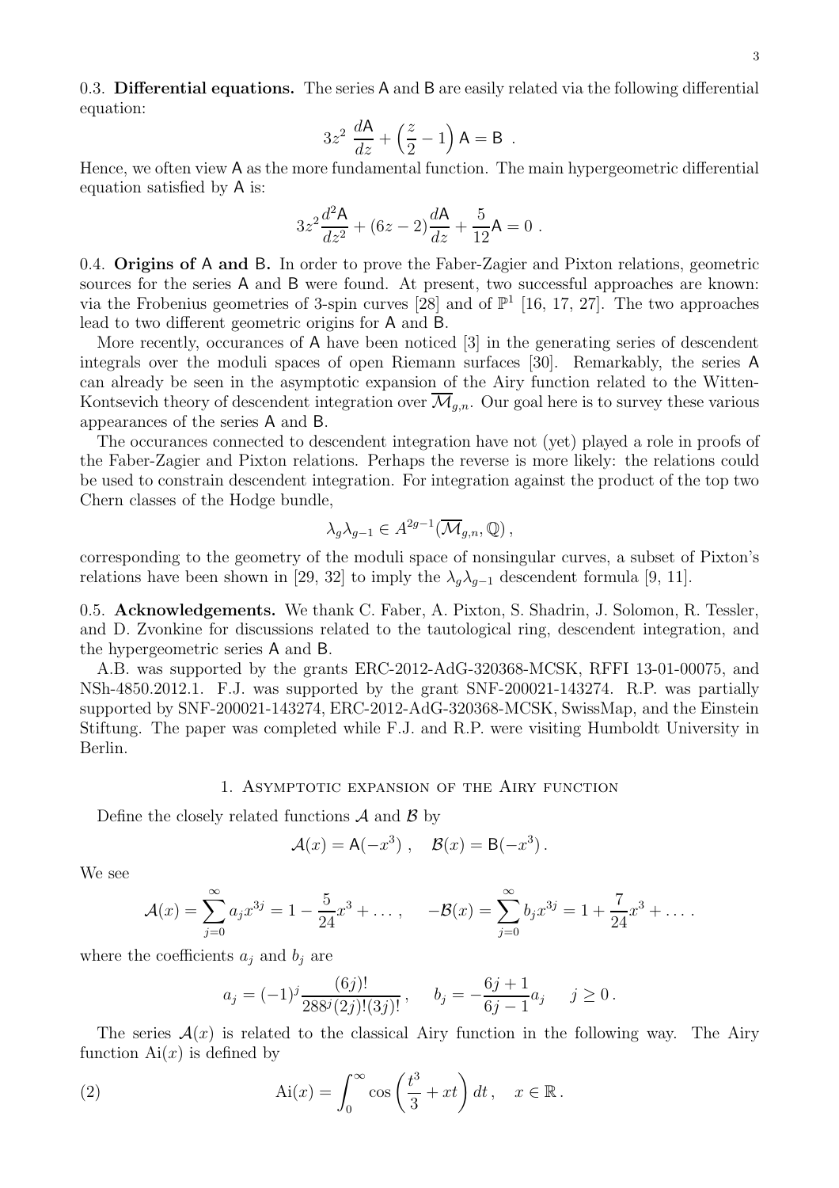0.3. **Differential equations.** The series $\mathsf{A}$ and $\mathsf{B}$ are easily related via the following differential equation:

$$3z^2 \frac{d\mathsf{A}}{dz} + \left(\frac{z}{2} - 1\right) \mathsf{A} = \mathsf{B} .$$

Hence, we often view $\mathsf{A}$ as the more fundamental function. The main hypergeometric differential equation satisfied by $\mathsf{A}$ is:

$$3z^2 \frac{d^2\mathsf{A}}{dz^2} + (6z-2)\frac{d\mathsf{A}}{dz} + \frac{5}{12}\mathsf{A} = 0 .$$

0.4. **Origins of $\mathsf{A}$ and $\mathsf{B}$.** In order to prove the Faber-Zagier and Pixton relations, geometric sources for the series $\mathsf{A}$ and $\mathsf{B}$ were found. At present, two successful approaches are known: via the Frobenius geometries of 3-spin curves [28] and of $\mathbb{P}^1$ [16, 17, 27]. The two approaches lead to two different geometric origins for $\mathsf{A}$ and $\mathsf{B}$.

More recently, occurances of $\mathsf{A}$ have been noticed [3] in the generating series of descendent integrals over the moduli spaces of open Riemann surfaces [30]. Remarkably, the series $\mathsf{A}$ can already be seen in the asymptotic expansion of the Airy function related to the Witten-Kontsevich theory of descendent integration over $\overline{\mathcal{M}}_{g,n}$. Our goal here is to survey these various appearances of the series $\mathsf{A}$ and $\mathsf{B}$.

The occurances connected to descendent integration have not (yet) played a role in proofs of the Faber-Zagier and Pixton relations. Perhaps the reverse is more likely: the relations could be used to constrain descendent integration. For integration against the product of the top two Chern classes of the Hodge bundle,

$$\lambda_g \lambda_{g-1} \in A^{2g-1}(\overline{\mathcal{M}}_{g,n}, \mathbb{Q}) ,$$

corresponding to the geometry of the moduli space of nonsingular curves, a subset of Pixton's relations have been shown in [29, 32] to imply the $\lambda_g\lambda_{g-1}$ descendent formula [9, 11].

0.5. **Acknowledgements.** We thank C. Faber, A. Pixton, S. Shadrin, J. Solomon, R. Tessler, and D. Zvonkine for discussions related to the tautological ring, descendent integration, and the hypergeometric series $\mathsf{A}$ and $\mathsf{B}$.

A.B. was supported by the grants ERC-2012-AdG-320368-MCSK, RFFI 13-01-00075, and NSh-4850.2012.1. F.J. was supported by the grant SNF-200021-143274. R.P. was partially supported by SNF-200021-143274, ERC-2012-AdG-320368-MCSK, SwissMap, and the Einstein Stiftung. The paper was completed while F.J. and R.P. were visiting Humboldt University in Berlin.

## 1. Asymptotic expansion of the Airy function

Define the closely related functions $\mathcal{A}$ and $\mathcal{B}$ by

$$\mathcal{A}(x) = \mathsf{A}(-x^3) , \quad \mathcal{B}(x) = \mathsf{B}(-x^3) .$$

We see

$$\mathcal{A}(x) = \sum_{j=0}^{\infty} a_j x^{3j} = 1 - \frac{5}{24}x^3 + \dots , \quad -\mathcal{B}(x) = \sum_{j=0}^{\infty} b_j x^{3j} = 1 + \frac{7}{24}x^3 + \dots .$$

where the coefficients $a_j$ and $b_j$ are

$$a_j = (-1)^j \frac{(6j)!}{288^j (2j)!(3j)!} , \quad b_j = -\frac{6j+1}{6j-1} a_j \quad j \geq 0 .$$

The series $\mathcal{A}(x)$ is related to the classical Airy function in the following way. The Airy function $\mathrm{Ai}(x)$ is defined by

$$\mathrm{Ai}(x) = \int_0^{\infty} \cos\left(\frac{t^3}{3} + xt\right) dt , \quad x \in \mathbb{R} . \tag{2}$$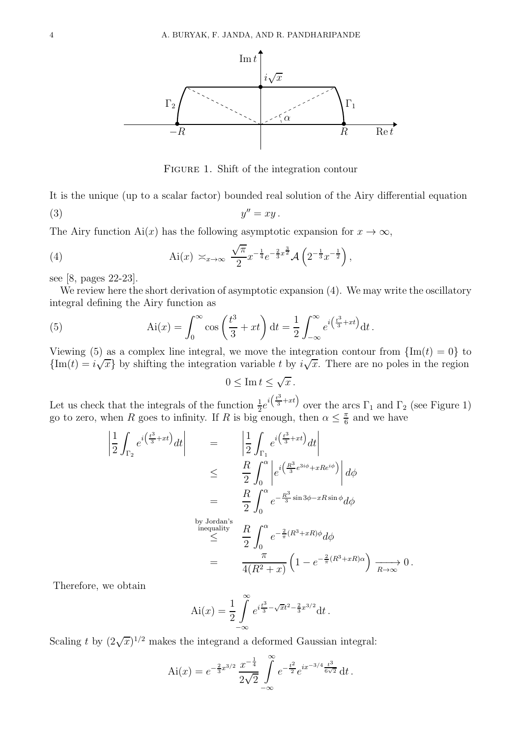FIGURE 1. Shift of the integration contour

It is the unique (up to a scalar factor) bounded real solution of the Airy differential equation

$$y'' = xy\,. \tag{3}$$

The Airy function $\mathrm{Ai}(x)$ has the following asymptotic expansion for $x \to \infty$,

$$\mathrm{Ai}(x) \asymp_{x\to\infty} \frac{\sqrt{\pi}}{2} x^{-\frac{1}{4}} e^{-\frac{2}{3}x^{\frac{3}{2}}} \mathcal{A}\left(2^{-\frac{1}{3}} x^{-\frac{1}{2}}\right), \tag{4}$$

see [8, pages 22-23].

We review here the short derivation of asymptotic expansion (4). We may write the oscillatory integral defining the Airy function as

$$\mathrm{Ai}(x) = \int_0^\infty \cos\left(\frac{t^3}{3} + xt\right) \mathrm{d}t = \frac{1}{2}\int_{-\infty}^{\infty} e^{i\left(\frac{t^3}{3}+xt\right)} \mathrm{d}t\,. \tag{5}$$

Viewing (5) as a complex line integral, we move the integration contour from $\{\mathrm{Im}(t) = 0\}$ to $\{\mathrm{Im}(t) = i\sqrt{x}\}$ by shifting the integration variable $t$ by $i\sqrt{x}$. There are no poles in the region

$$0 \le \mathrm{Im}\, t \le \sqrt{x}\,.$$

Let us check that the integrals of the function $\frac{1}{2}e^{i\left(\frac{t^3}{3}+xt\right)}$ over the arcs $\Gamma_1$ and $\Gamma_2$ (see Figure 1) go to zero, when $R$ goes to infinity. If $R$ is big enough, then $\alpha \le \frac{\pi}{6}$ and we have

$$\begin{aligned}
\left|\frac{1}{2}\int_{\Gamma_2} e^{i\left(\frac{t^3}{3}+xt\right)} dt\right| &= \left|\frac{1}{2}\int_{\Gamma_1} e^{i\left(\frac{t^3}{3}+xt\right)} dt\right| \\
&\le \frac{R}{2}\int_0^\alpha \left|e^{i\left(\frac{R^3}{3}e^{3i\phi}+xRe^{i\phi}\right)}\right| d\phi \\
&= \frac{R}{2}\int_0^\alpha e^{-\frac{R^3}{3}\sin 3\phi - xR\sin\phi} d\phi \\
&\overset{\text{by Jordan's inequality}}{\le} \frac{R}{2}\int_0^\alpha e^{-\frac{2}{\pi}(R^3+xR)\phi} d\phi \\
&= \frac{\pi}{4(R^2+x)}\left(1 - e^{-\frac{2}{\pi}(R^3+xR)\alpha}\right) \xrightarrow[R\to\infty]{} 0\,.
\end{aligned}$$

Therefore, we obtain

$$\mathrm{Ai}(x) = \frac{1}{2}\int_{-\infty}^{\infty} e^{i\frac{t^3}{3} - \sqrt{x}t^2 - \frac{2}{3}x^{3/2}} \mathrm{d}t\,.$$

Scaling $t$ by $(2\sqrt{x})^{1/2}$ makes the integrand a deformed Gaussian integral:

$$\mathrm{Ai}(x) = e^{-\frac{2}{3}x^{3/2}} \frac{x^{-\frac{1}{4}}}{2\sqrt{2}} \int_{-\infty}^{\infty} e^{-\frac{t^2}{2}} e^{ix^{-3/4}\frac{t^3}{6\sqrt{2}}} \mathrm{d}t\,.$$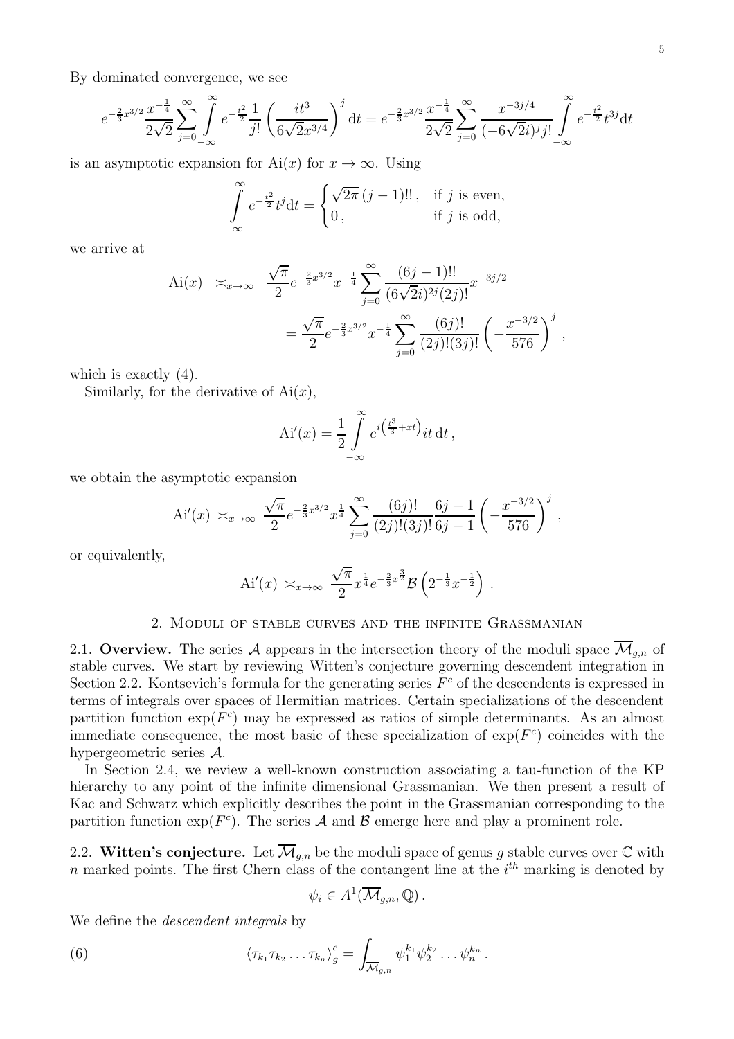By dominated convergence, we see

$$e^{-\frac{2}{3}x^{3/2}}\frac{x^{-\frac{1}{4}}}{2\sqrt{2}}\sum_{j=0}^{\infty}\int_{-\infty}^{\infty}e^{-\frac{t^2}{2}}\frac{1}{j!}\left(\frac{it^3}{6\sqrt{2}x^{3/4}}\right)^j \mathrm{d}t = e^{-\frac{2}{3}x^{3/2}}\frac{x^{-\frac{1}{4}}}{2\sqrt{2}}\sum_{j=0}^{\infty}\frac{x^{-3j/4}}{(-6\sqrt{2}i)^j j!}\int_{-\infty}^{\infty}e^{-\frac{t^2}{2}}t^{3j}\mathrm{d}t$$

is an asymptotic expansion for $\mathrm{Ai}(x)$ for $x\to\infty$. Using

$$\int_{-\infty}^{\infty}e^{-\frac{t^2}{2}}t^j\mathrm{d}t = \begin{cases}\sqrt{2\pi}\,(j-1)!!\,, & \text{if } j \text{ is even,}\\ 0\,, & \text{if } j \text{ is odd,}\end{cases}$$

we arrive at

$$\begin{aligned}\mathrm{Ai}(x) \;\asymp_{x\to\infty}\; & \frac{\sqrt{\pi}}{2}e^{-\frac{2}{3}x^{3/2}}x^{-\frac{1}{4}}\sum_{j=0}^{\infty}\frac{(6j-1)!!}{(6\sqrt{2}i)^{2j}(2j)!}x^{-3j/2}\\ &= \frac{\sqrt{\pi}}{2}e^{-\frac{2}{3}x^{3/2}}x^{-\frac{1}{4}}\sum_{j=0}^{\infty}\frac{(6j)!}{(2j)!(3j)!}\left(-\frac{x^{-3/2}}{576}\right)^j,\end{aligned}$$

which is exactly (4).

Similarly, for the derivative of $\mathrm{Ai}(x)$,

$$\mathrm{Ai}'(x) = \frac{1}{2}\int_{-\infty}^{\infty}e^{i\left(\frac{t^3}{3}+xt\right)}it\,\mathrm{d}t\,,$$

we obtain the asymptotic expansion

$$\mathrm{Ai}'(x) \asymp_{x\to\infty} \frac{\sqrt{\pi}}{2}e^{-\frac{2}{3}x^{3/2}}x^{\frac{1}{4}}\sum_{j=0}^{\infty}\frac{(6j)!}{(2j)!(3j)!}\frac{6j+1}{6j-1}\left(-\frac{x^{-3/2}}{576}\right)^j,$$

or equivalently,

$$\mathrm{Ai}'(x) \asymp_{x\to\infty} \frac{\sqrt{\pi}}{2}x^{\frac{1}{4}}e^{-\frac{2}{3}x^{\frac{3}{2}}}\mathcal{B}\left(2^{-\frac{1}{3}}x^{-\frac{1}{2}}\right).$$

## 2. Moduli of stable curves and the infinite Grassmanian

**2.1. Overview.** The series $\mathcal{A}$ appears in the intersection theory of the moduli space $\overline{\mathcal{M}}_{g,n}$ of stable curves. We start by reviewing Witten's conjecture governing descendent integration in Section 2.2. Kontsevich's formula for the generating series $F^c$ of the descendents is expressed in terms of integrals over spaces of Hermitian matrices. Certain specializations of the descendent partition function $\exp(F^c)$ may be expressed as ratios of simple determinants. As an almost immediate consequence, the most basic of these specialization of $\exp(F^c)$ coincides with the hypergeometric series $\mathcal{A}$.

In Section 2.4, we review a well-known construction associating a tau-function of the KP hierarchy to any point of the infinite dimensional Grassmanian. We then present a result of Kac and Schwarz which explicitly describes the point in the Grassmanian corresponding to the partition function $\exp(F^c)$. The series $\mathcal{A}$ and $\mathcal{B}$ emerge here and play a prominent role.

**2.2. Witten's conjecture.** Let $\overline{\mathcal{M}}_{g,n}$ be the moduli space of genus $g$ stable curves over $\mathbb{C}$ with $n$ marked points. The first Chern class of the contangent line at the $i^{th}$ marking is denoted by

$$\psi_i \in A^1(\overline{\mathcal{M}}_{g,n},\mathbb{Q})\,.$$

We define the *descendent integrals* by

$$\langle\tau_{k_1}\tau_{k_2}\ldots\tau_{k_n}\rangle_g^c = \int_{\overline{\mathcal{M}}_{g,n}}\psi_1^{k_1}\psi_2^{k_2}\ldots\psi_n^{k_n}\,. \tag{6}$$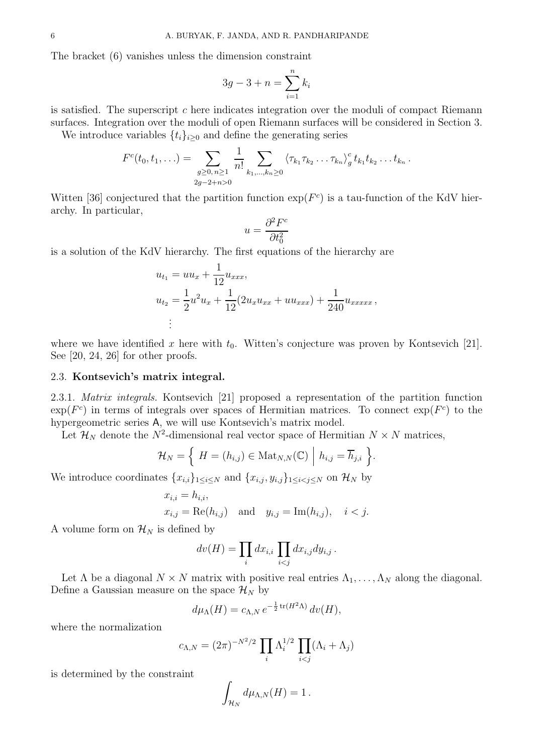The bracket (6) vanishes unless the dimension constraint

$$3g - 3 + n = \sum_{i=1}^{n} k_i$$

is satisfied. The superscript $c$ here indicates integration over the moduli of compact Riemann surfaces. Integration over the moduli of open Riemann surfaces will be considered in Section 3.

We introduce variables $\{t_i\}_{i\geq 0}$ and define the generating series

$$F^c(t_0, t_1, \ldots) = \sum_{\substack{g\geq 0,\, n\geq 1\\ 2g-2+n>0}} \frac{1}{n!} \sum_{k_1,\ldots,k_n\geq 0} \langle \tau_{k_1}\tau_{k_2}\ldots\tau_{k_n}\rangle_g^c\, t_{k_1}t_{k_2}\ldots t_{k_n}\,.$$

Witten [36] conjectured that the partition function $\exp(F^c)$ is a tau-function of the KdV hierarchy. In particular,

$$u = \frac{\partial^2 F^c}{\partial t_0^2}$$

is a solution of the KdV hierarchy. The first equations of the hierarchy are

$$\begin{aligned}
u_{t_1} &= uu_x + \frac{1}{12}u_{xxx},\\
u_{t_2} &= \frac{1}{2}u^2u_x + \frac{1}{12}(2u_xu_{xx} + uu_{xxx}) + \frac{1}{240}u_{xxxxx}\,,\\
&\vdots
\end{aligned}$$

where we have identified $x$ here with $t_0$. Witten's conjecture was proven by Kontsevich [21]. See [20, 24, 26] for other proofs.

### 2.3. **Kontsevich's matrix integral.**

2.3.1. *Matrix integrals.* Kontsevich [21] proposed a representation of the partition function $\exp(F^c)$ in terms of integrals over spaces of Hermitian matrices. To connect $\exp(F^c)$ to the hypergeometric series $\mathsf{A}$, we will use Kontsevich's matrix model.

Let $\mathcal{H}_N$ denote the $N^2$-dimensional real vector space of Hermitian $N\times N$ matrices,

$$\mathcal{H}_N = \left\{\ H = (h_{i,j}) \in \mathrm{Mat}_{N,N}(\mathbb{C})\ \middle|\ h_{i,j} = \overline{h}_{j,i}\ \right\}.$$

We introduce coordinates $\{x_{i,i}\}_{1\leq i\leq N}$ and $\{x_{i,j}, y_{i,j}\}_{1\leq i<j\leq N}$ on $\mathcal{H}_N$ by

$$\begin{aligned}
&x_{i,i} = h_{i,i},\\
&x_{i,j} = \mathrm{Re}(h_{i,j}) \quad\text{and}\quad y_{i,j} = \mathrm{Im}(h_{i,j}),\quad i<j.
\end{aligned}$$

A volume form on $\mathcal{H}_N$ is defined by

$$dv(H) = \prod_i dx_{i,i} \prod_{i<j} dx_{i,j}dy_{i,j}\,.$$

Let $\Lambda$ be a diagonal $N\times N$ matrix with positive real entries $\Lambda_1,\ldots,\Lambda_N$ along the diagonal. Define a Gaussian measure on the space $\mathcal{H}_N$ by

$$d\mu_\Lambda(H) = c_{\Lambda,N}\, e^{-\frac{1}{2}\mathrm{tr}(H^2\Lambda)}\, dv(H),$$

where the normalization

$$c_{\Lambda,N} = (2\pi)^{-N^2/2}\prod_i \Lambda_i^{1/2}\prod_{i<j}(\Lambda_i + \Lambda_j)$$

is determined by the constraint

$$\int_{\mathcal{H}_N} d\mu_{\Lambda,N}(H) = 1\,.$$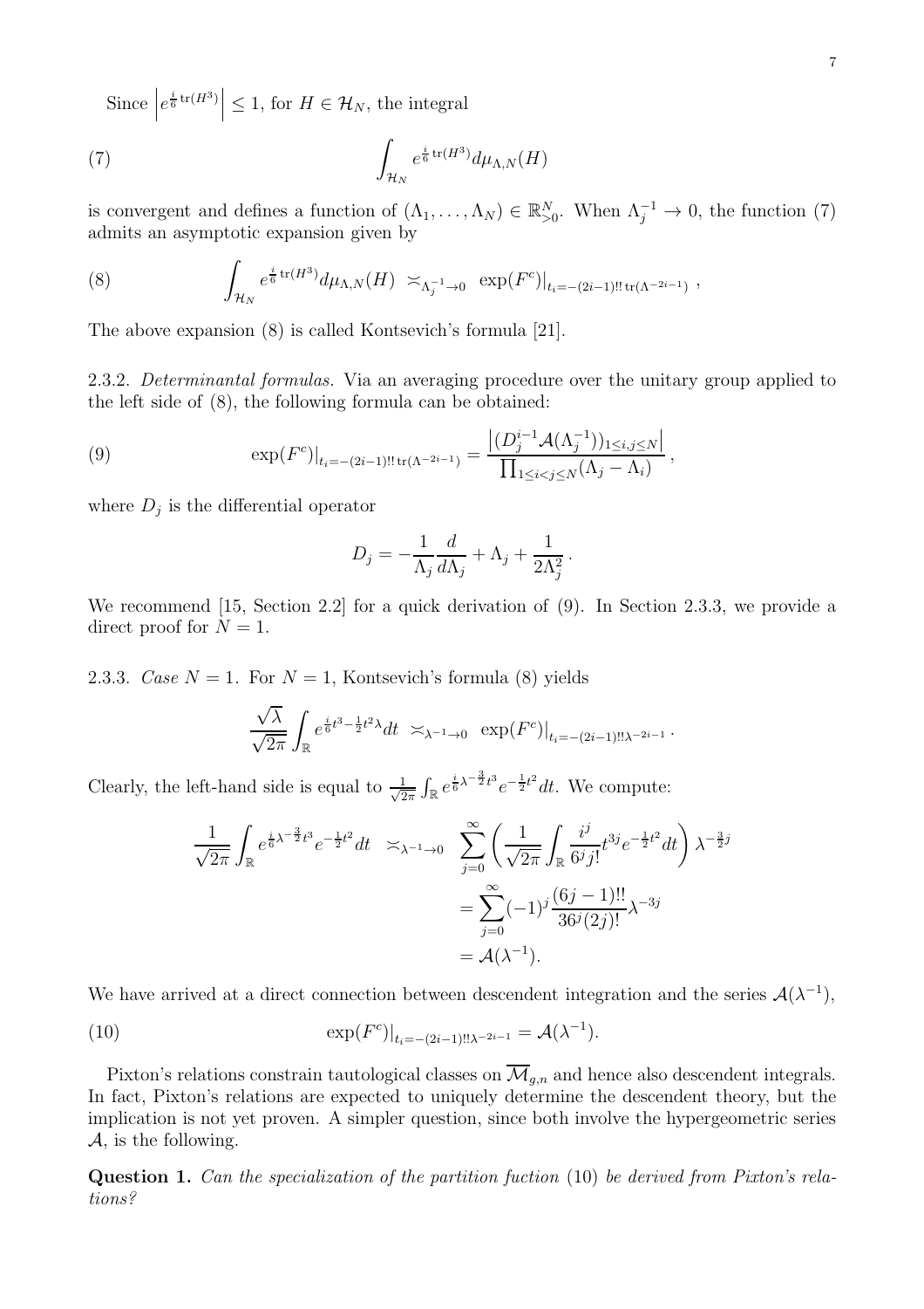Since $\left|e^{\frac{i}{6}\operatorname{tr}(H^3)}\right| \le 1$, for $H \in \mathcal{H}_N$, the integral

$$\int_{\mathcal{H}_N} e^{\frac{i}{6}\operatorname{tr}(H^3)} d\mu_{\Lambda,N}(H) \tag{7}$$

is convergent and defines a function of $(\Lambda_1, \ldots, \Lambda_N) \in \mathbb{R}^N_{>0}$. When $\Lambda_j^{-1} \to 0$, the function (7) admits an asymptotic expansion given by

$$\int_{\mathcal{H}_N} e^{\frac{i}{6}\operatorname{tr}(H^3)} d\mu_{\Lambda,N}(H) \ \asymp_{\Lambda_j^{-1}\to 0} \ \exp(F^c)\big|_{t_i=-(2i-1)!!\operatorname{tr}(\Lambda^{-2i-1})} \,, \tag{8}$$

The above expansion (8) is called Kontsevich's formula [21].

2.3.2. *Determinantal formulas.* Via an averaging procedure over the unitary group applied to the left side of (8), the following formula can be obtained:

$$\exp(F^c)\big|_{t_i=-(2i-1)!!\operatorname{tr}(\Lambda^{-2i-1})} = \frac{\left|(D_j^{i-1}\mathcal{A}(\Lambda_j^{-1}))_{1\le i,j\le N}\right|}{\prod_{1\le i<j\le N}(\Lambda_j - \Lambda_i)} \,, \tag{9}$$

where $D_j$ is the differential operator

$$D_j = -\frac{1}{\Lambda_j}\frac{d}{d\Lambda_j} + \Lambda_j + \frac{1}{2\Lambda_j^2} \,.$$

We recommend [15, Section 2.2] for a quick derivation of (9). In Section 2.3.3, we provide a direct proof for $N = 1$.

2.3.3. *Case $N = 1$.* For $N = 1$, Kontsevich's formula (8) yields

$$\frac{\sqrt{\lambda}}{\sqrt{2\pi}} \int_{\mathbb{R}} e^{\frac{i}{6}t^3 - \frac{1}{2}t^2\lambda} dt \ \asymp_{\lambda^{-1}\to 0} \ \exp(F^c)\big|_{t_i=-(2i-1)!!\lambda^{-2i-1}} \,.$$

Clearly, the left-hand side is equal to $\frac{1}{\sqrt{2\pi}}\int_{\mathbb{R}} e^{\frac{i}{6}\lambda^{-\frac{3}{2}}t^3} e^{-\frac{1}{2}t^2} dt$. We compute:

$$\begin{aligned}
\frac{1}{\sqrt{2\pi}} \int_{\mathbb{R}} e^{\frac{i}{6}\lambda^{-\frac{3}{2}}t^3} e^{-\frac{1}{2}t^2} dt \ \ &\asymp_{\lambda^{-1}\to 0} \ \ \sum_{j=0}^{\infty} \left( \frac{1}{\sqrt{2\pi}} \int_{\mathbb{R}} \frac{i^j}{6^j j!} t^{3j} e^{-\frac{1}{2}t^2} dt \right) \lambda^{-\frac{3}{2}j} \\
&= \sum_{j=0}^{\infty} (-1)^j \frac{(6j-1)!!}{36^j (2j)!} \lambda^{-3j} \\
&= \mathcal{A}(\lambda^{-1}).
\end{aligned}$$

We have arrived at a direct connection between descendent integration and the series $\mathcal{A}(\lambda^{-1})$,

$$\exp(F^c)\big|_{t_i=-(2i-1)!!\lambda^{-2i-1}} = \mathcal{A}(\lambda^{-1}). \tag{10}$$

Pixton's relations constrain tautological classes on $\overline{\mathcal{M}}_{g,n}$ and hence also descendent integrals. In fact, Pixton's relations are expected to uniquely determine the descendent theory, but the implication is not yet proven. A simpler question, since both involve the hypergeometric series $\mathcal{A}$, is the following.

**Question 1.** *Can the specialization of the partition fuction* (10) *be derived from Pixton's relations?*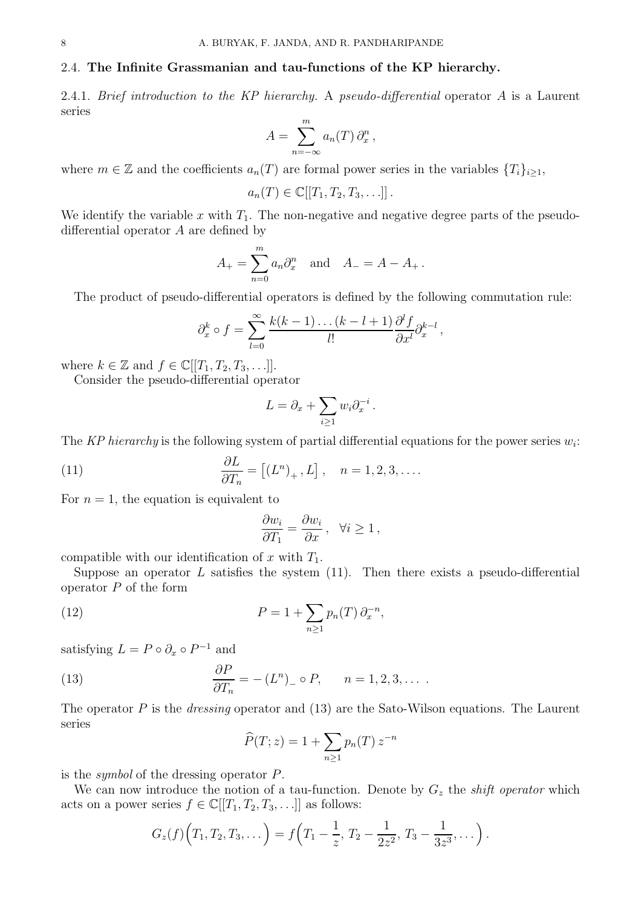### 2.4. **The Infinite Grassmanian and tau-functions of the KP hierarchy.**

2.4.1. *Brief introduction to the KP hierarchy.* A *pseudo-differential* operator $A$ is a Laurent series

$$A = \sum_{n=-\infty}^{m} a_n(T)\, \partial_x^n ,$$

where $m \in \mathbb{Z}$ and the coefficients $a_n(T)$ are formal power series in the variables $\{T_i\}_{i\geq 1}$,

$$a_n(T) \in \mathbb{C}[[T_1, T_2, T_3, \ldots]] .$$

We identify the variable $x$ with $T_1$. The non-negative and negative degree parts of the pseudo-differential operator $A$ are defined by

$$A_+ = \sum_{n=0}^{m} a_n \partial_x^n \quad \text{and} \quad A_- = A - A_+ .$$

The product of pseudo-differential operators is defined by the following commutation rule:

$$\partial_x^k \circ f = \sum_{l=0}^{\infty} \frac{k(k-1)\ldots(k-l+1)}{l!} \frac{\partial^l f}{\partial x^l} \partial_x^{k-l} ,$$

where $k \in \mathbb{Z}$ and $f \in \mathbb{C}[[T_1, T_2, T_3, \ldots]]$.

Consider the pseudo-differential operator

$$L = \partial_x + \sum_{i\geq 1} w_i \partial_x^{-i} .$$

The *KP hierarchy* is the following system of partial differential equations for the power series $w_i$:

$$\frac{\partial L}{\partial T_n} = \left[ (L^n)_+ , L \right], \quad n = 1, 2, 3, \ldots . \tag{11}$$

For $n = 1$, the equation is equivalent to

$$\frac{\partial w_i}{\partial T_1} = \frac{\partial w_i}{\partial x} , \quad \forall i \geq 1 ,$$

compatible with our identification of $x$ with $T_1$.

Suppose an operator $L$ satisfies the system (11). Then there exists a pseudo-differential operator $P$ of the form

$$P = 1 + \sum_{n\geq 1} p_n(T)\, \partial_x^{-n}, \tag{12}$$

satisfying $L = P \circ \partial_x \circ P^{-1}$ and

$$\frac{\partial P}{\partial T_n} = -\left(L^n\right)_- \circ P, \qquad n = 1, 2, 3, \ldots . \tag{13}$$

The operator $P$ is the *dressing* operator and (13) are the Sato-Wilson equations. The Laurent series

$$\widehat{P}(T; z) = 1 + \sum_{n\geq 1} p_n(T)\, z^{-n}$$

is the *symbol* of the dressing operator $P$.

We can now introduce the notion of a tau-function. Denote by $G_z$ the *shift operator* which acts on a power series $f \in \mathbb{C}[[T_1, T_2, T_3, \ldots]]$ as follows:

$$G_z(f)\Big(T_1, T_2, T_3, \ldots\Big) = f\Big(T_1 - \frac{1}{z},\, T_2 - \frac{1}{2z^2},\, T_3 - \frac{1}{3z^3}, \ldots\Big) .$$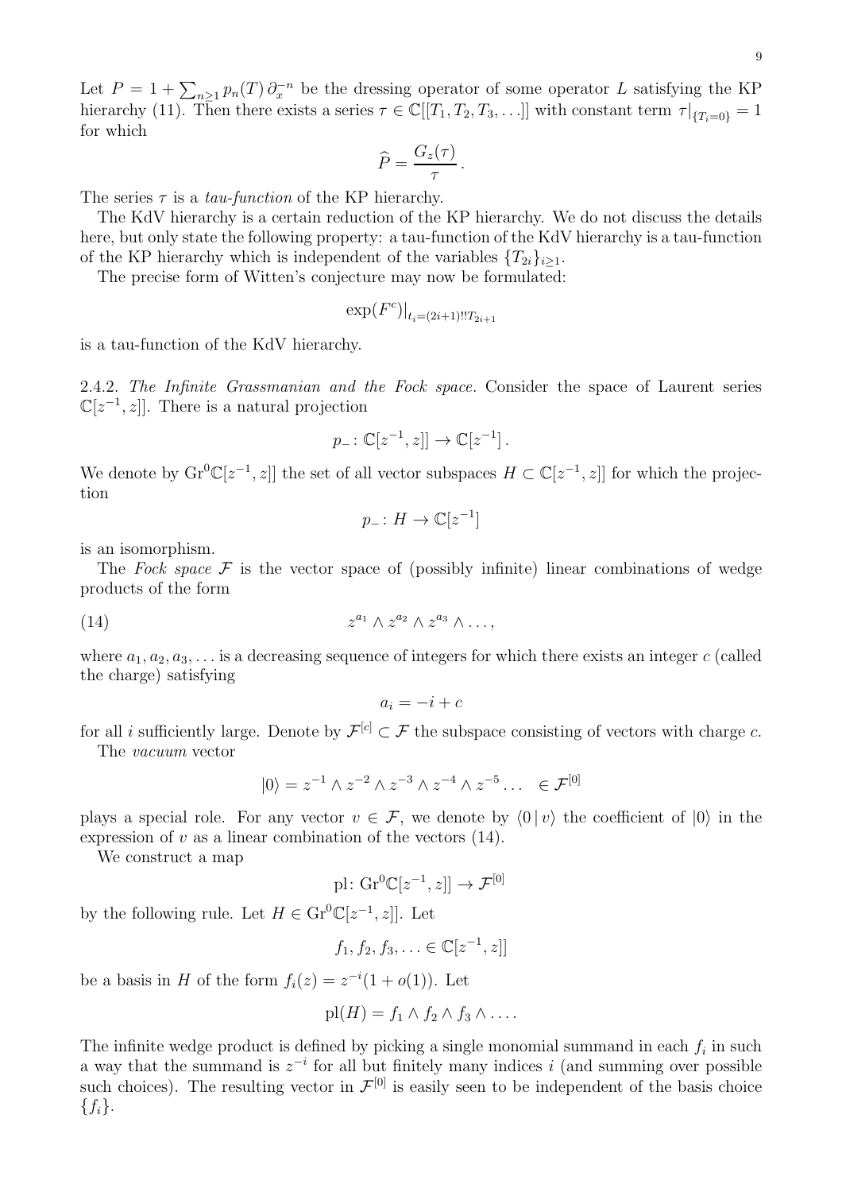Let $P = 1 + \sum_{n\geq 1} p_n(T)\,\partial_x^{-n}$ be the dressing operator of some operator $L$ satisfying the KP hierarchy (11). Then there exists a series $\tau \in \mathbb{C}[[T_1, T_2, T_3, \ldots]]$ with constant term $\tau|_{\{T_i=0\}} = 1$ for which

$$\widehat{P} = \frac{G_z(\tau)}{\tau}\,.$$

The series $\tau$ is a *tau-function* of the KP hierarchy.

The KdV hierarchy is a certain reduction of the KP hierarchy. We do not discuss the details here, but only state the following property: a tau-function of the KdV hierarchy is a tau-function of the KP hierarchy which is independent of the variables $\{T_{2i}\}_{i\geq 1}$.

The precise form of Witten's conjecture may now be formulated:

$$\exp(F^c)|_{t_i=(2i+1)!!T_{2i+1}}$$

is a tau-function of the KdV hierarchy.

2.4.2. *The Infinite Grassmanian and the Fock space.* Consider the space of Laurent series $\mathbb{C}[z^{-1}, z]]$. There is a natural projection

$$p_- \colon \mathbb{C}[z^{-1}, z]] \to \mathbb{C}[z^{-1}]\,.$$

We denote by $\mathrm{Gr}^0\mathbb{C}[z^{-1}, z]]$ the set of all vector subspaces $H \subset \mathbb{C}[z^{-1}, z]]$ for which the projection

$$p_- \colon H \to \mathbb{C}[z^{-1}]$$

is an isomorphism.

The *Fock space* $\mathcal{F}$ is the vector space of (possibly infinite) linear combinations of wedge products of the form

$$z^{a_1} \wedge z^{a_2} \wedge z^{a_3} \wedge \ldots, \tag{14}$$

where $a_1, a_2, a_3, \ldots$ is a decreasing sequence of integers for which there exists an integer $c$ (called the charge) satisfying

$$a_i = -i + c$$

for all $i$ sufficiently large. Denote by $\mathcal{F}^{[c]} \subset \mathcal{F}$ the subspace consisting of vectors with charge $c$.

The *vacuum* vector

$$|0\rangle = z^{-1} \wedge z^{-2} \wedge z^{-3} \wedge z^{-4} \wedge z^{-5} \ldots \quad \in \mathcal{F}^{[0]}$$

plays a special role. For any vector $v \in \mathcal{F}$, we denote by $\langle 0 \,|\, v\rangle$ the coefficient of $|0\rangle$ in the expression of $v$ as a linear combination of the vectors (14).

We construct a map

$$\mathrm{pl} \colon \mathrm{Gr}^0\mathbb{C}[z^{-1}, z]] \to \mathcal{F}^{[0]}$$

by the following rule. Let $H \in \mathrm{Gr}^0\mathbb{C}[z^{-1}, z]]$. Let

$$f_1, f_2, f_3, \ldots \in \mathbb{C}[z^{-1}, z]]$$

be a basis in $H$ of the form $f_i(z) = z^{-i}(1 + o(1))$. Let

$$\mathrm{pl}(H) = f_1 \wedge f_2 \wedge f_3 \wedge \ldots.$$

The infinite wedge product is defined by picking a single monomial summand in each $f_i$ in such a way that the summand is $z^{-i}$ for all but finitely many indices $i$ (and summing over possible such choices). The resulting vector in $\mathcal{F}^{[0]}$ is easily seen to be independent of the basis choice $\{f_i\}$.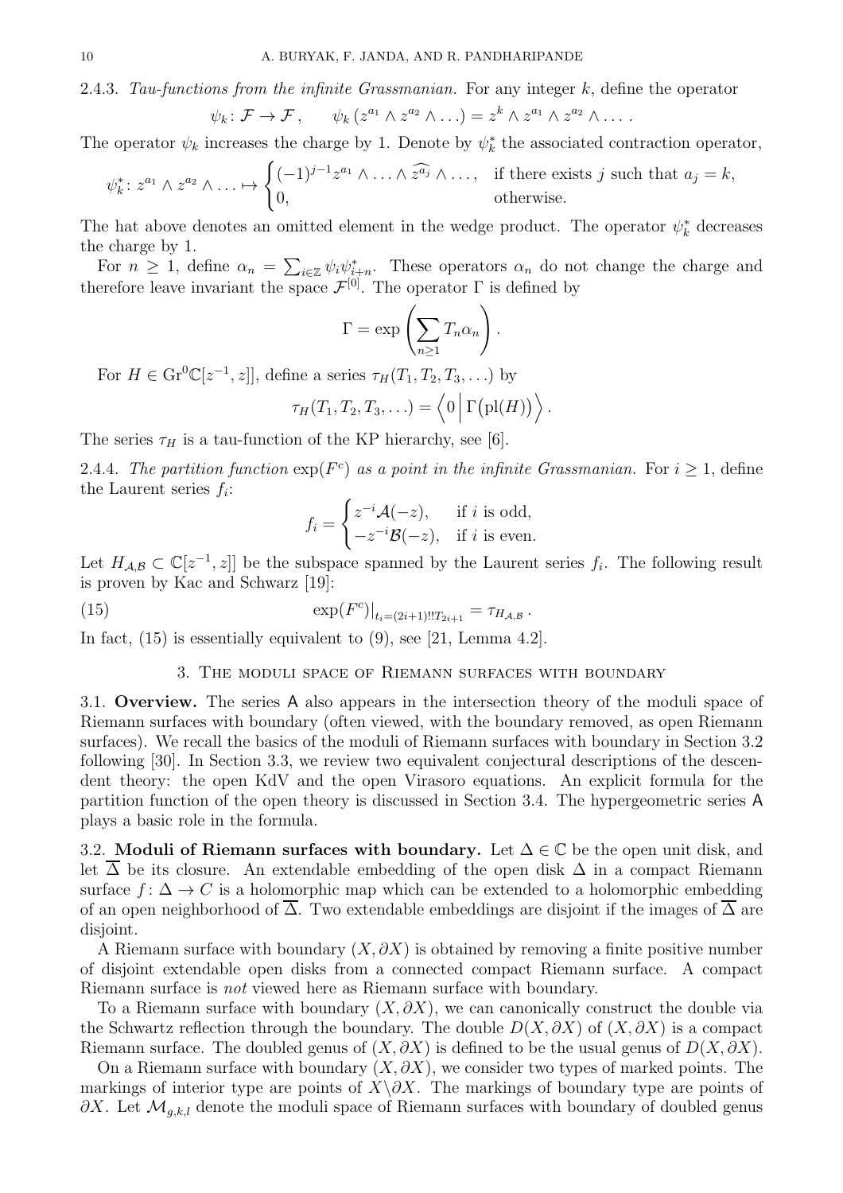2.4.3. *Tau-functions from the infinite Grassmanian.* For any integer $k$, define the operator

$$\psi_k\colon \mathcal{F}\to\mathcal{F}\,,\qquad \psi_k\left(z^{a_1}\wedge z^{a_2}\wedge\ldots\right)=z^k\wedge z^{a_1}\wedge z^{a_2}\wedge\ldots\,.$$

The operator $\psi_k$ increases the charge by 1. Denote by $\psi_k^*$ the associated contraction operator,

$$\psi_k^*\colon z^{a_1}\wedge z^{a_2}\wedge\ldots\mapsto\begin{cases}(-1)^{j-1}z^{a_1}\wedge\ldots\wedge\widehat{z^{a_j}}\wedge\ldots, & \text{if there exists } j \text{ such that } a_j=k,\\ 0, & \text{otherwise.}\end{cases}$$

The hat above denotes an omitted element in the wedge product. The operator $\psi_k^*$ decreases the charge by 1.

For $n\geq 1$, define $\alpha_n=\sum_{i\in\mathbb{Z}}\psi_i\psi_{i+n}^*$. These operators $\alpha_n$ do not change the charge and therefore leave invariant the space $\mathcal{F}^{[0]}$. The operator $\Gamma$ is defined by

$$\Gamma=\exp\left(\sum_{n\geq 1}T_n\alpha_n\right).$$

For $H\in\mathrm{Gr}^0\mathbb{C}[z^{-1},z]]$, define a series $\tau_H(T_1,T_2,T_3,\ldots)$ by

$$\tau_H(T_1,T_2,T_3,\ldots)=\left\langle 0\,\middle|\,\Gamma\big(\mathrm{pl}(H)\big)\right\rangle.$$

The series $\tau_H$ is a tau-function of the KP hierarchy, see [6].

2.4.4. *The partition function $\exp(F^c)$ as a point in the infinite Grassmanian.* For $i\geq 1$, define the Laurent series $f_i$:

$$f_i=\begin{cases}z^{-i}\mathcal{A}(-z), & \text{if } i \text{ is odd},\\ -z^{-i}\mathcal{B}(-z), & \text{if } i \text{ is even}.\end{cases}$$

Let $H_{\mathcal{A},\mathcal{B}}\subset\mathbb{C}[z^{-1},z]]$ be the subspace spanned by the Laurent series $f_i$. The following result is proven by Kac and Schwarz [19]:

$$\exp(F^c)\big|_{t_i=(2i+1)!!T_{2i+1}}=\tau_{H_{\mathcal{A},\mathcal{B}}}\,. \tag{15}$$

In fact, (15) is essentially equivalent to (9), see [21, Lemma 4.2].

## 3. The moduli space of Riemann surfaces with boundary

3.1. **Overview.** The series $\mathsf{A}$ also appears in the intersection theory of the moduli space of Riemann surfaces with boundary (often viewed, with the boundary removed, as open Riemann surfaces). We recall the basics of the moduli of Riemann surfaces with boundary in Section 3.2 following [30]. In Section 3.3, we review two equivalent conjectural descriptions of the descendent theory: the open KdV and the open Virasoro equations. An explicit formula for the partition function of the open theory is discussed in Section 3.4. The hypergeometric series $\mathsf{A}$ plays a basic role in the formula.

3.2. **Moduli of Riemann surfaces with boundary.** Let $\Delta\in\mathbb{C}$ be the open unit disk, and let $\overline{\Delta}$ be its closure. An extendable embedding of the open disk $\Delta$ in a compact Riemann surface $f\colon\Delta\to C$ is a holomorphic map which can be extended to a holomorphic embedding of an open neighborhood of $\overline{\Delta}$. Two extendable embeddings are disjoint if the images of $\overline{\Delta}$ are disjoint.

A Riemann surface with boundary $(X,\partial X)$ is obtained by removing a finite positive number of disjoint extendable open disks from a connected compact Riemann surface. A compact Riemann surface is *not* viewed here as Riemann surface with boundary.

To a Riemann surface with boundary $(X,\partial X)$, we can canonically construct the double via the Schwartz reflection through the boundary. The double $D(X,\partial X)$ of $(X,\partial X)$ is a compact Riemann surface. The doubled genus of $(X,\partial X)$ is defined to be the usual genus of $D(X,\partial X)$.

On a Riemann surface with boundary $(X,\partial X)$, we consider two types of marked points. The markings of interior type are points of $X\backslash\partial X$. The markings of boundary type are points of $\partial X$. Let $\mathcal{M}_{g,k,l}$ denote the moduli space of Riemann surfaces with boundary of doubled genus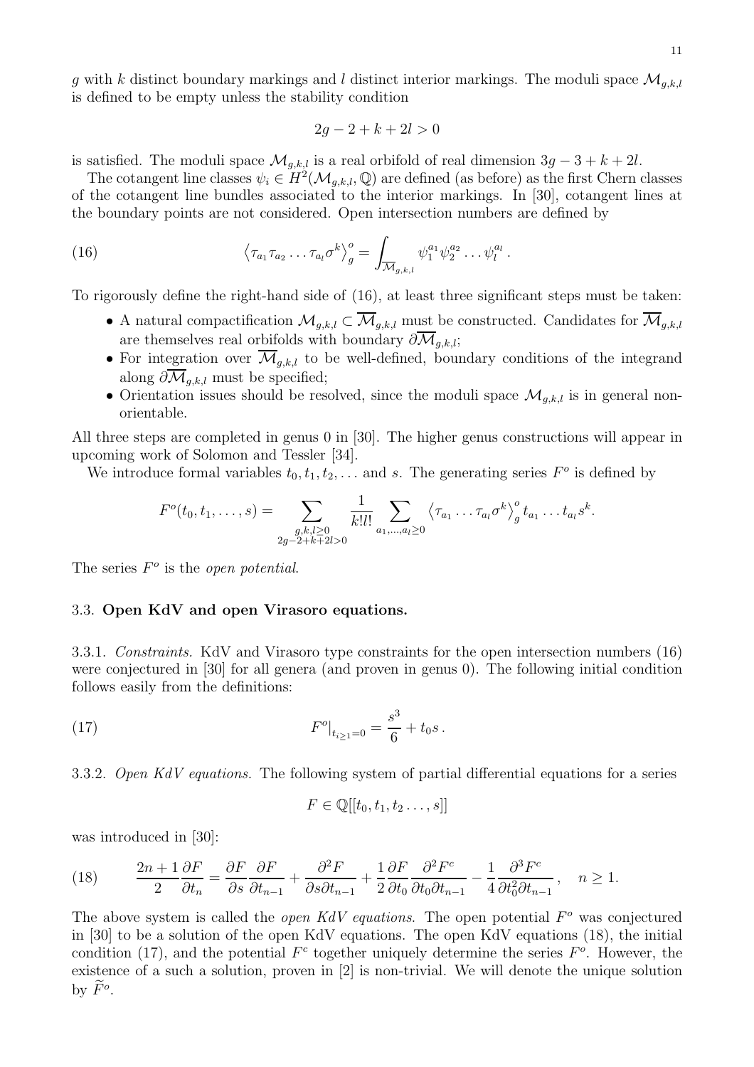$g$ with $k$ distinct boundary markings and $l$ distinct interior markings. The moduli space $\mathcal{M}_{g,k,l}$ is defined to be empty unless the stability condition

$$2g - 2 + k + 2l > 0$$

is satisfied. The moduli space $\mathcal{M}_{g,k,l}$ is a real orbifold of real dimension $3g - 3 + k + 2l$.

The cotangent line classes $\psi_i \in H^2(\mathcal{M}_{g,k,l}, \mathbb{Q})$ are defined (as before) as the first Chern classes of the cotangent line bundles associated to the interior markings. In [30], cotangent lines at the boundary points are not considered. Open intersection numbers are defined by

$$\left\langle \tau_{a_1} \tau_{a_2} \ldots \tau_{a_l} \sigma^k \right\rangle_g^o = \int_{\overline{\mathcal{M}}_{g,k,l}} \psi_1^{a_1} \psi_2^{a_2} \ldots \psi_l^{a_l} . \tag{16}$$

To rigorously define the right-hand side of (16), at least three significant steps must be taken:

- A natural compactification $\mathcal{M}_{g,k,l} \subset \overline{\mathcal{M}}_{g,k,l}$ must be constructed. Candidates for $\overline{\mathcal{M}}_{g,k,l}$ are themselves real orbifolds with boundary $\partial \overline{\mathcal{M}}_{g,k,l}$;
- For integration over $\overline{\mathcal{M}}_{g,k,l}$ to be well-defined, boundary conditions of the integrand along $\partial \overline{\mathcal{M}}_{g,k,l}$ must be specified;
- Orientation issues should be resolved, since the moduli space $\mathcal{M}_{g,k,l}$ is in general non-orientable.

All three steps are completed in genus 0 in [30]. The higher genus constructions will appear in upcoming work of Solomon and Tessler [34].

We introduce formal variables $t_0, t_1, t_2, \ldots$ and $s$. The generating series $F^o$ is defined by

$$F^o(t_0, t_1, \ldots, s) = \sum_{\substack{g,k,l \geq 0 \\ 2g-2+k+2l>0}} \frac{1}{k! l!} \sum_{a_1, \ldots, a_l \geq 0} \left\langle \tau_{a_1} \ldots \tau_{a_l} \sigma^k \right\rangle_g^o t_{a_1} \ldots t_{a_l} s^k .$$

The series $F^o$ is the *open potential*.

### 3.3. Open KdV and open Virasoro equations.

3.3.1. *Constraints.* KdV and Virasoro type constraints for the open intersection numbers (16) were conjectured in [30] for all genera (and proven in genus 0). The following initial condition follows easily from the definitions:

$$F^o\big|_{t_{i \geq 1}=0} = \frac{s^3}{6} + t_0 s . \tag{17}$$

3.3.2. *Open KdV equations.* The following system of partial differential equations for a series

$$F \in \mathbb{Q}[[t_0, t_1, t_2 \ldots, s]]$$

was introduced in [30]:

$$\frac{2n+1}{2} \frac{\partial F}{\partial t_n} = \frac{\partial F}{\partial s} \frac{\partial F}{\partial t_{n-1}} + \frac{\partial^2 F}{\partial s \partial t_{n-1}} + \frac{1}{2} \frac{\partial F}{\partial t_0} \frac{\partial^2 F^c}{\partial t_0 \partial t_{n-1}} - \frac{1}{4} \frac{\partial^3 F^c}{\partial t_0^2 \partial t_{n-1}} , \quad n \geq 1. \tag{18}$$

The above system is called the *open KdV equations*. The open potential $F^o$ was conjectured in [30] to be a solution of the open KdV equations. The open KdV equations (18), the initial condition (17), and the potential $F^c$ together uniquely determine the series $F^o$. However, the existence of a such a solution, proven in [2] is non-trivial. We will denote the unique solution by $\widetilde{F}^o$.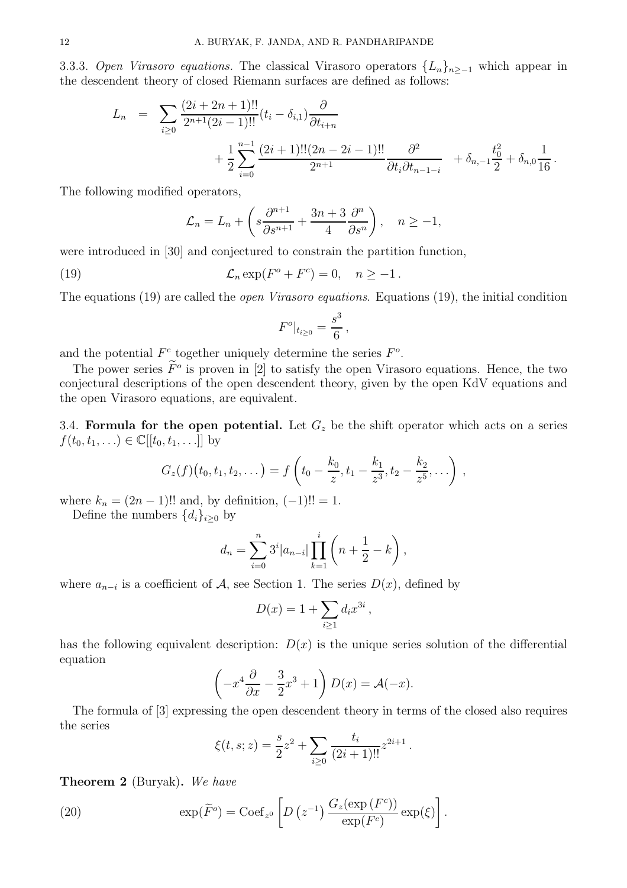3.3.3. *Open Virasoro equations.* The classical Virasoro operators $\{L_n\}_{n\geq -1}$ which appear in the descendent theory of closed Riemann surfaces are defined as follows:

$$
\begin{aligned}
L_n \;=\; & \sum_{i\geq 0} \frac{(2i+2n+1)!!}{2^{n+1}(2i-1)!!}(t_i-\delta_{i,1})\frac{\partial}{\partial t_{i+n}} \\
& + \frac{1}{2}\sum_{i=0}^{n-1} \frac{(2i+1)!!(2n-2i-1)!!}{2^{n+1}} \frac{\partial^2}{\partial t_i \partial t_{n-1-i}} \quad + \delta_{n,-1}\frac{t_0^2}{2} + \delta_{n,0}\frac{1}{16}\,.
\end{aligned}
$$

The following modified operators,

$$
\mathcal{L}_n = L_n + \left( s\frac{\partial^{n+1}}{\partial s^{n+1}} + \frac{3n+3}{4}\frac{\partial^n}{\partial s^n}\right), \quad n\geq -1,
$$

were introduced in [30] and conjectured to constrain the partition function,

$$
\mathcal{L}_n \exp(F^o + F^c) = 0, \quad n\geq -1\,. \tag{19}
$$

The equations (19) are called the *open Virasoro equations*. Equations (19), the initial condition

$$
F^o|_{t_{i\geq 0}} = \frac{s^3}{6}\,,
$$

and the potential $F^c$ together uniquely determine the series $F^o$.

The power series $\widetilde{F}^o$ is proven in [2] to satisfy the open Virasoro equations. Hence, the two conjectural descriptions of the open descendent theory, given by the open KdV equations and the open Virasoro equations, are equivalent.

## 3.4. Formula for the open potential.

Let $G_z$ be the shift operator which acts on a series $f(t_0,t_1,\ldots)\in\mathbb{C}[[t_0,t_1,\ldots]]$ by

$$
G_z(f)\big(t_0,t_1,t_2,\ldots\big) = f\left(t_0 - \frac{k_0}{z}, t_1 - \frac{k_1}{z^3}, t_2 - \frac{k_2}{z^5},\ldots\right)\,,
$$

where $k_n = (2n-1)!!$ and, by definition, $(-1)!! = 1$.

Define the numbers $\{d_i\}_{i\geq 0}$ by

$$
d_n = \sum_{i=0}^{n} 3^i |a_{n-i}| \prod_{k=1}^{i}\left(n + \frac{1}{2} - k\right),
$$

where $a_{n-i}$ is a coefficient of $\mathcal{A}$, see Section 1. The series $D(x)$, defined by

$$
D(x) = 1 + \sum_{i\geq 1} d_i x^{3i}\,,
$$

has the following equivalent description: $D(x)$ is the unique series solution of the differential equation

$$
\left(-x^4\frac{\partial}{\partial x} - \frac{3}{2}x^3 + 1\right) D(x) = \mathcal{A}(-x).
$$

The formula of [3] expressing the open descendent theory in terms of the closed also requires the series

$$
\xi(t,s;z) = \frac{s}{2}z^2 + \sum_{i\geq 0}\frac{t_i}{(2i+1)!!}z^{2i+1}\,.
$$

**Theorem 2** (Buryak)**.** *We have*

$$
\exp(\widetilde{F}^o) = \mathrm{Coef}_{z^0}\left[ D\left(z^{-1}\right)\frac{G_z(\exp\left(F^c\right))}{\exp(F^c)}\exp(\xi)\right]. \tag{20}
$$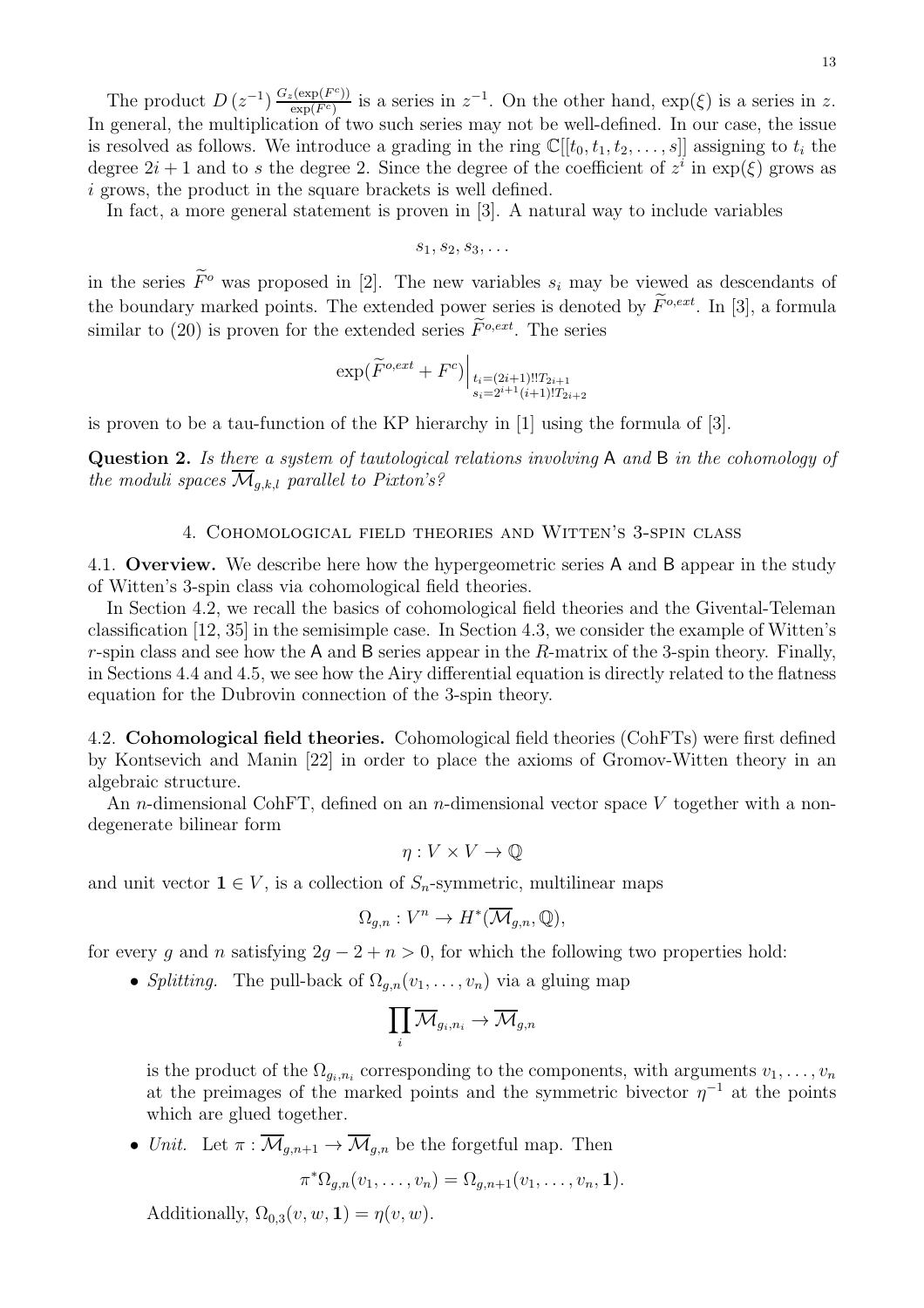The product $D\left(z^{-1}\right) \frac{G_z(\exp(F^c))}{\exp(F^c)}$ is a series in $z^{-1}$. On the other hand, $\exp(\xi)$ is a series in $z$. In general, the multiplication of two such series may not be well-defined. In our case, the issue is resolved as follows. We introduce a grading in the ring $\mathbb{C}[[t_0, t_1, t_2, \ldots, s]]$ assigning to $t_i$ the degree $2i+1$ and to $s$ the degree 2. Since the degree of the coefficient of $z^i$ in $\exp(\xi)$ grows as $i$ grows, the product in the square brackets is well defined.

In fact, a more general statement is proven in [3]. A natural way to include variables

$$s_1, s_2, s_3, \ldots$$

in the series $\widetilde{F}^o$ was proposed in [2]. The new variables $s_i$ may be viewed as descendants of the boundary marked points. The extended power series is denoted by $\widetilde{F}^{o,ext}$. In [3], a formula similar to (20) is proven for the extended series $\widetilde{F}^{o,ext}$. The series

$$\exp(\widetilde{F}^{o,ext} + F^c)\Big|_{\substack{t_i=(2i+1)!!T_{2i+1} \\ s_i=2^{i+1}(i+1)!T_{2i+2}}}$$

is proven to be a tau-function of the KP hierarchy in [1] using the formula of [3].

**Question 2.** *Is there a system of tautological relations involving* $\mathsf{A}$ *and* $\mathsf{B}$ *in the cohomology of the moduli spaces* $\overline{\mathcal{M}}_{g,k,l}$ *parallel to Pixton's?*

## 4. Cohomological field theories and Witten's 3-spin class

**4.1. Overview.** We describe here how the hypergeometric series $\mathsf{A}$ and $\mathsf{B}$ appear in the study of Witten's 3-spin class via cohomological field theories.

In Section 4.2, we recall the basics of cohomological field theories and the Givental-Teleman classification [12, 35] in the semisimple case. In Section 4.3, we consider the example of Witten's $r$-spin class and see how the $\mathsf{A}$ and $\mathsf{B}$ series appear in the $R$-matrix of the 3-spin theory. Finally, in Sections 4.4 and 4.5, we see how the Airy differential equation is directly related to the flatness equation for the Dubrovin connection of the 3-spin theory.

**4.2. Cohomological field theories.** Cohomological field theories (CohFTs) were first defined by Kontsevich and Manin [22] in order to place the axioms of Gromov-Witten theory in an algebraic structure.

An $n$-dimensional CohFT, defined on an $n$-dimensional vector space $V$ together with a non-degenerate bilinear form

$$\eta : V \times V \to \mathbb{Q}$$

and unit vector $\mathbf{1} \in V$, is a collection of $S_n$-symmetric, multilinear maps

$$\Omega_{g,n} : V^n \to H^*(\overline{\mathcal{M}}_{g,n}, \mathbb{Q}),$$

for every $g$ and $n$ satisfying $2g - 2 + n > 0$, for which the following two properties hold:

- *Splitting.* The pull-back of $\Omega_{g,n}(v_1, \ldots, v_n)$ via a gluing map

$$\coprod_i \overline{\mathcal{M}}_{g_i,n_i} \to \overline{\mathcal{M}}_{g,n}$$

  is the product of the $\Omega_{g_i,n_i}$ corresponding to the components, with arguments $v_1, \ldots, v_n$ at the preimages of the marked points and the symmetric bivector $\eta^{-1}$ at the points which are glued together.

- *Unit.* Let $\pi : \overline{\mathcal{M}}_{g,n+1} \to \overline{\mathcal{M}}_{g,n}$ be the forgetful map. Then

$$\pi^*\Omega_{g,n}(v_1, \ldots, v_n) = \Omega_{g,n+1}(v_1, \ldots, v_n, \mathbf{1}).$$

  Additionally, $\Omega_{0,3}(v, w, \mathbf{1}) = \eta(v, w)$.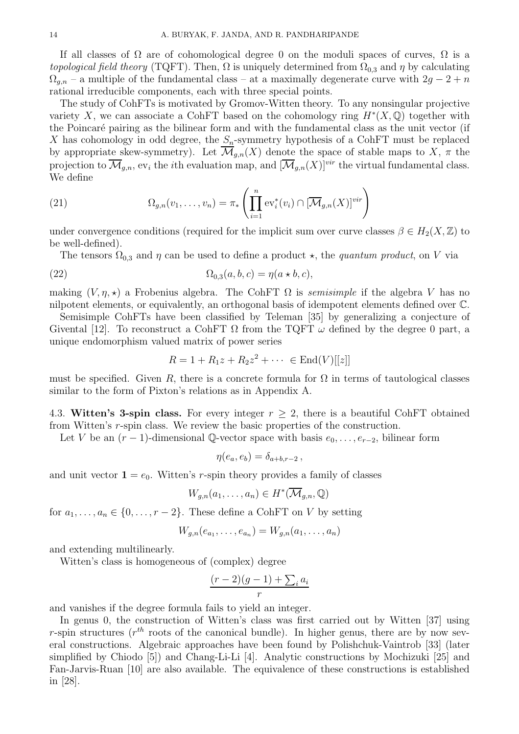If all classes of $\Omega$ are of cohomological degree 0 on the moduli spaces of curves, $\Omega$ is a *topological field theory* (TQFT). Then, $\Omega$ is uniquely determined from $\Omega_{0,3}$ and $\eta$ by calculating $\Omega_{g,n}$ – a multiple of the fundamental class – at a maximally degenerate curve with $2g-2+n$ rational irreducible components, each with three special points.

The study of CohFTs is motivated by Gromov-Witten theory. To any nonsingular projective variety $X$, we can associate a CohFT based on the cohomology ring $H^*(X,\mathbb{Q})$ together with the Poincaré pairing as the bilinear form and with the fundamental class as the unit vector (if $X$ has cohomology in odd degree, the $S_n$-symmetry hypothesis of a CohFT must be replaced by appropriate skew-symmetry). Let $\overline{\mathcal{M}}_{g,n}(X)$ denote the space of stable maps to $X$, $\pi$ the projection to $\overline{\mathcal{M}}_{g,n}$, $\mathrm{ev}_i$ the $i$th evaluation map, and $[\overline{\mathcal{M}}_{g,n}(X)]^{vir}$ the virtual fundamental class. We define

$$\Omega_{g,n}(v_1,\ldots,v_n) = \pi_*\left(\prod_{i=1}^n \mathrm{ev}_i^*(v_i) \cap [\overline{\mathcal{M}}_{g,n}(X)]^{vir}\right) \tag{21}$$

under convergence conditions (required for the implicit sum over curve classes $\beta \in H_2(X,\mathbb{Z})$ to be well-defined).

The tensors $\Omega_{0,3}$ and $\eta$ can be used to define a product $\star$, the *quantum product*, on $V$ via

$$\Omega_{0,3}(a,b,c) = \eta(a\star b, c), \tag{22}$$

making $(V,\eta,\star)$ a Frobenius algebra. The CohFT $\Omega$ is *semisimple* if the algebra $V$ has no nilpotent elements, or equivalently, an orthogonal basis of idempotent elements defined over $\mathbb{C}$.

Semisimple CohFTs have been classified by Teleman [35] by generalizing a conjecture of Givental [12]. To reconstruct a CohFT $\Omega$ from the TQFT $\omega$ defined by the degree 0 part, a unique endomorphism valued matrix of power series

$$R = 1 + R_1 z + R_2 z^2 + \cdots \in \mathrm{End}(V)[[z]]$$

must be specified. Given $R$, there is a concrete formula for $\Omega$ in terms of tautological classes similar to the form of Pixton's relations as in Appendix A.

### 4.3. Witten's 3-spin class.

For every integer $r \geq 2$, there is a beautiful CohFT obtained from Witten's $r$-spin class. We review the basic properties of the construction.

Let $V$ be an $(r-1)$-dimensional $\mathbb{Q}$-vector space with basis $e_0,\ldots,e_{r-2}$, bilinear form

$$\eta(e_a,e_b) = \delta_{a+b,r-2},$$

and unit vector $\mathbf{1} = e_0$. Witten's $r$-spin theory provides a family of classes

$$W_{g,n}(a_1,\ldots,a_n) \in H^*(\overline{\mathcal{M}}_{g,n},\mathbb{Q})$$

for $a_1,\ldots,a_n \in \{0,\ldots,r-2\}$. These define a CohFT on $V$ by setting

$$W_{g,n}(e_{a_1},\ldots,e_{a_n}) = W_{g,n}(a_1,\ldots,a_n)$$

and extending multilinearly.

Witten's class is homogeneous of (complex) degree

$$\frac{(r-2)(g-1)+\sum_i a_i}{r}$$

and vanishes if the degree formula fails to yield an integer.

In genus 0, the construction of Witten's class was first carried out by Witten [37] using $r$-spin structures ($r^{th}$ roots of the canonical bundle). In higher genus, there are by now several constructions. Algebraic approaches have been found by Polishchuk-Vaintrob [33] (later simplified by Chiodo [5]) and Chang-Li-Li [4]. Analytic constructions by Mochizuki [25] and Fan-Jarvis-Ruan [10] are also available. The equivalence of these constructions is established in [28].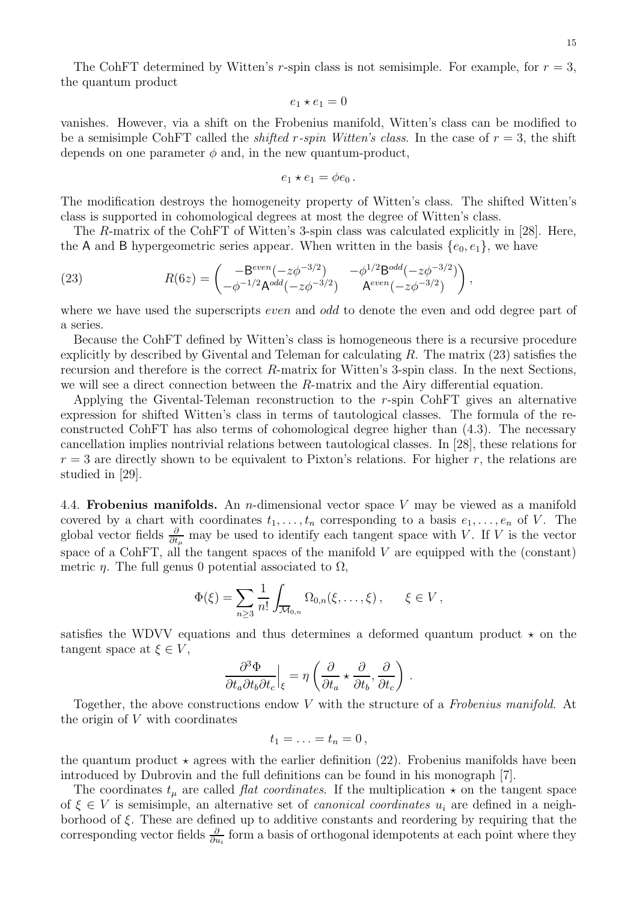The CohFT determined by Witten's $r$-spin class is not semisimple. For example, for $r = 3$, the quantum product

$$e_1 \star e_1 = 0$$

vanishes. However, via a shift on the Frobenius manifold, Witten's class can be modified to be a semisimple CohFT called the *shifted r-spin Witten's class*. In the case of $r = 3$, the shift depends on one parameter $\phi$ and, in the new quantum-product,

$$e_1 \star e_1 = \phi e_0 \, .$$

The modification destroys the homogeneity property of Witten's class. The shifted Witten's class is supported in cohomological degrees at most the degree of Witten's class.

The $R$-matrix of the CohFT of Witten's 3-spin class was calculated explicitly in [28]. Here, the $\mathsf{A}$ and $\mathsf{B}$ hypergeometric series appear. When written in the basis $\{e_0, e_1\}$, we have

$$R(6z) = \begin{pmatrix} -\mathsf{B}^{even}(-z\phi^{-3/2}) & -\phi^{1/2}\mathsf{B}^{odd}(-z\phi^{-3/2}) \\ -\phi^{-1/2}\mathsf{A}^{odd}(-z\phi^{-3/2}) & \mathsf{A}^{even}(-z\phi^{-3/2}) \end{pmatrix}, \tag{23}$$

where we have used the superscripts *even* and *odd* to denote the even and odd degree part of a series.

Because the CohFT defined by Witten's class is homogeneous there is a recursive procedure explicitly by described by Givental and Teleman for calculating $R$. The matrix (23) satisfies the recursion and therefore is the correct $R$-matrix for Witten's 3-spin class. In the next Sections, we will see a direct connection between the $R$-matrix and the Airy differential equation.

Applying the Givental-Teleman reconstruction to the $r$-spin CohFT gives an alternative expression for shifted Witten's class in terms of tautological classes. The formula of the reconstructed CohFT has also terms of cohomological degree higher than (4.3). The necessary cancellation implies nontrivial relations between tautological classes. In [28], these relations for $r = 3$ are directly shown to be equivalent to Pixton's relations. For higher $r$, the relations are studied in [29].

4.4. **Frobenius manifolds.** An $n$-dimensional vector space $V$ may be viewed as a manifold covered by a chart with coordinates $t_1, \ldots, t_n$ corresponding to a basis $e_1, \ldots, e_n$ of $V$. The global vector fields $\frac{\partial}{\partial t_\mu}$ may be used to identify each tangent space with $V$. If $V$ is the vector space of a CohFT, all the tangent spaces of the manifold $V$ are equipped with the (constant) metric $\eta$. The full genus 0 potential associated to $\Omega$,

$$\Phi(\xi) = \sum_{n \geq 3} \frac{1}{n!} \int_{\overline{\mathcal{M}}_{0,n}} \Omega_{0,n}(\xi, \ldots, \xi) \, , \qquad \xi \in V \, ,$$

satisfies the WDVV equations and thus determines a deformed quantum product $\star$ on the tangent space at $\xi \in V$,

$$\frac{\partial^3 \Phi}{\partial t_a \partial t_b \partial t_c}\Big|_{\xi} = \eta\left(\frac{\partial}{\partial t_a} \star \frac{\partial}{\partial t_b}, \frac{\partial}{\partial t_c}\right) \, .$$

Together, the above constructions endow $V$ with the structure of a *Frobenius manifold*. At the origin of $V$ with coordinates

$$t_1 = \ldots = t_n = 0 \, ,$$

the quantum product $\star$ agrees with the earlier definition (22). Frobenius manifolds have been introduced by Dubrovin and the full definitions can be found in his monograph [7].

The coordinates $t_\mu$ are called *flat coordinates*. If the multiplication $\star$ on the tangent space of $\xi \in V$ is semisimple, an alternative set of *canonical coordinates* $u_i$ are defined in a neighborhood of $\xi$. These are defined up to additive constants and reordering by requiring that the corresponding vector fields $\frac{\partial}{\partial u_i}$ form a basis of orthogonal idempotents at each point where they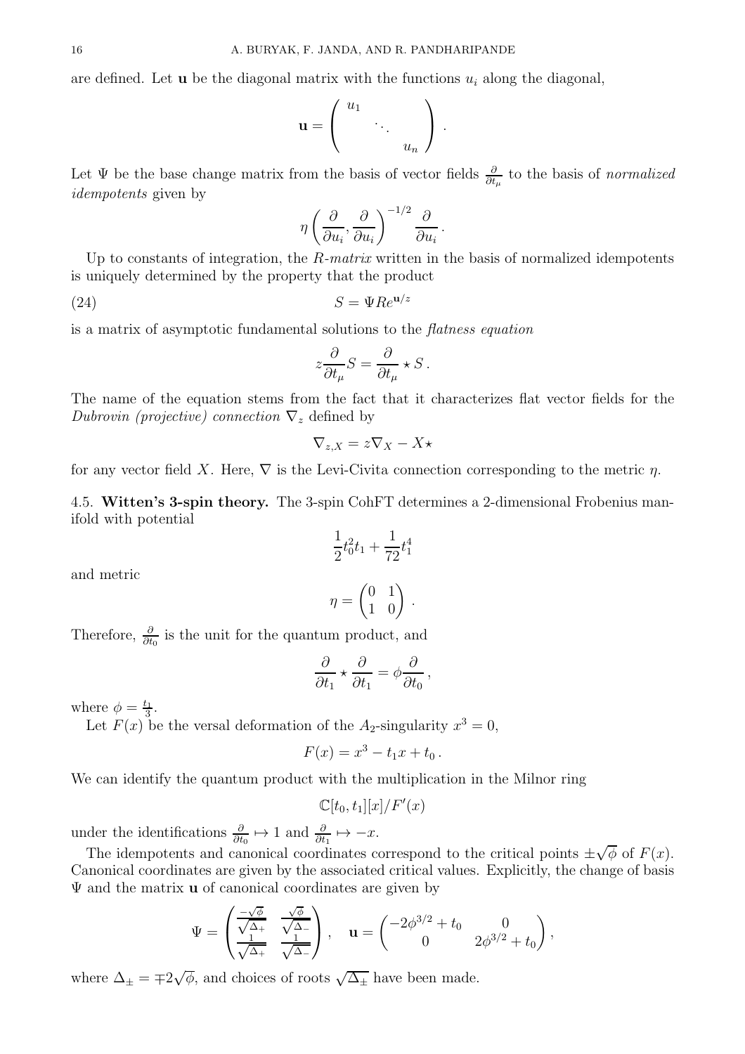are defined. Let $\mathbf{u}$ be the diagonal matrix with the functions $u_i$ along the diagonal,

$$\mathbf{u} = \begin{pmatrix} u_1 & & \\ & \ddots & \\ & & u_n \end{pmatrix}.$$

Let $\Psi$ be the base change matrix from the basis of vector fields $\frac{\partial}{\partial t_\mu}$ to the basis of *normalized idempotents* given by

$$\eta\left(\frac{\partial}{\partial u_i}, \frac{\partial}{\partial u_i}\right)^{-1/2} \frac{\partial}{\partial u_i}.$$

Up to constants of integration, the *R-matrix* written in the basis of normalized idempotents is uniquely determined by the property that the product

$$S = \Psi R e^{\mathbf{u}/z} \tag{24}$$

is a matrix of asymptotic fundamental solutions to the *flatness equation*

$$z\frac{\partial}{\partial t_\mu} S = \frac{\partial}{\partial t_\mu} \star S\,.$$

The name of the equation stems from the fact that it characterizes flat vector fields for the *Dubrovin (projective) connection* $\nabla_z$ defined by

$$\nabla_{z,X} = z\nabla_X - X\star$$

for any vector field $X$. Here, $\nabla$ is the Levi-Civita connection corresponding to the metric $\eta$.

## 4.5. **Witten's 3-spin theory.**

The 3-spin CohFT determines a 2-dimensional Frobenius manifold with potential

$$\frac{1}{2}t_0^2 t_1 + \frac{1}{72}t_1^4$$

and metric

$$\eta = \begin{pmatrix} 0 & 1 \\ 1 & 0 \end{pmatrix}.$$

Therefore, $\frac{\partial}{\partial t_0}$ is the unit for the quantum product, and

$$\frac{\partial}{\partial t_1} \star \frac{\partial}{\partial t_1} = \phi \frac{\partial}{\partial t_0}\,,$$

where $\phi = \frac{t_1}{3}$.

Let $F(x)$ be the versal deformation of the $A_2$-singularity $x^3 = 0$,

$$F(x) = x^3 - t_1 x + t_0\,.$$

We can identify the quantum product with the multiplication in the Milnor ring

$$\mathbb{C}[t_0, t_1][x]/F'(x)$$

under the identifications $\frac{\partial}{\partial t_0} \mapsto 1$ and $\frac{\partial}{\partial t_1} \mapsto -x$.

The idempotents and canonical coordinates correspond to the critical points $\pm\sqrt{\phi}$ of $F(x)$. Canonical coordinates are given by the associated critical values. Explicitly, the change of basis $\Psi$ and the matrix $\mathbf{u}$ of canonical coordinates are given by

$$\Psi = \begin{pmatrix} \frac{-\sqrt{\phi}}{\sqrt{\Delta_+}} & \frac{\sqrt{\phi}}{\sqrt{\Delta_-}} \\ \frac{1}{\sqrt{\Delta_+}} & \frac{1}{\sqrt{\Delta_-}} \end{pmatrix}, \quad \mathbf{u} = \begin{pmatrix} -2\phi^{3/2} + t_0 & 0 \\ 0 & 2\phi^{3/2} + t_0 \end{pmatrix},$$

where $\Delta_\pm = \mp 2\sqrt{\phi}$, and choices of roots $\sqrt{\Delta_\pm}$ have been made.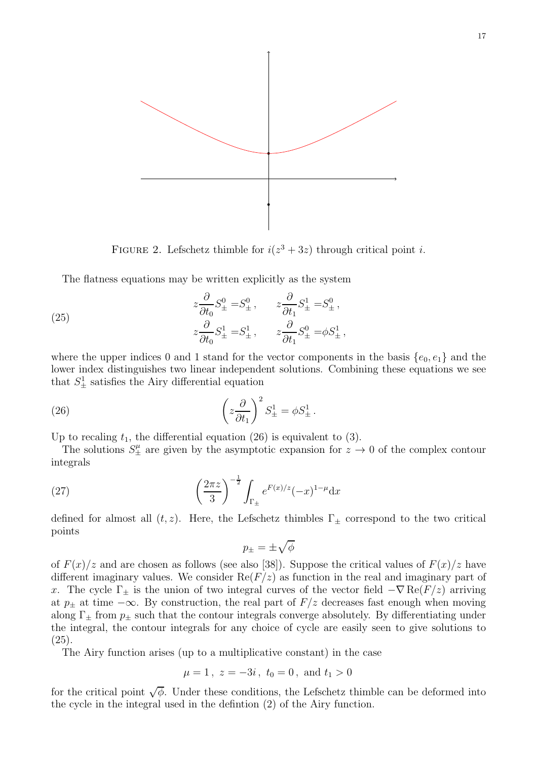FIGURE 2. Lefschetz thimble for $i(z^3 + 3z)$ through critical point $i$.

The flatness equations may be written explicitly as the system

$$
z\frac{\partial}{\partial t_0} S^0_\pm = S^0_\pm\,, \qquad z\frac{\partial}{\partial t_1} S^1_\pm = S^0_\pm\,,
$$
$$
z\frac{\partial}{\partial t_0} S^1_\pm = S^1_\pm\,, \qquad z\frac{\partial}{\partial t_1} S^0_\pm = \phi S^1_\pm\,, \tag{25}
$$

where the upper indices 0 and 1 stand for the vector components in the basis $\{e_0, e_1\}$ and the lower index distinguishes two linear independent solutions. Combining these equations we see that $S^1_\pm$ satisfies the Airy differential equation

$$
\left(z\frac{\partial}{\partial t_1}\right)^2 S^1_\pm = \phi S^1_\pm\,. \tag{26}
$$

Up to recaling $t_1$, the differential equation (26) is equivalent to (3).

The solutions $S^\mu_\pm$ are given by the asymptotic expansion for $z \to 0$ of the complex contour integrals

$$
\left(\frac{2\pi z}{3}\right)^{-\frac{1}{2}} \int_{\Gamma_\pm} e^{F(x)/z} (-x)^{1-\mu} \mathrm{d}x \tag{27}
$$

defined for almost all $(t, z)$. Here, the Lefschetz thimbles $\Gamma_\pm$ correspond to the two critical points

$$
p_\pm = \pm\sqrt{\phi}
$$

of $F(x)/z$ and are chosen as follows (see also [38]). Suppose the critical values of $F(x)/z$ have different imaginary values. We consider $\mathrm{Re}(F/z)$ as function in the real and imaginary part of $x$. The cycle $\Gamma_\pm$ is the union of two integral curves of the vector field $-\nabla\,\mathrm{Re}(F/z)$ arriving at $p_\pm$ at time $-\infty$. By construction, the real part of $F/z$ decreases fast enough when moving along $\Gamma_\pm$ from $p_\pm$ such that the contour integrals converge absolutely. By differentiating under the integral, the contour integrals for any choice of cycle are easily seen to give solutions to (25).

The Airy function arises (up to a multiplicative constant) in the case

$$
\mu = 1\,,\; z = -3i\,,\; t_0 = 0\,,\; \text{and } t_1 > 0
$$

for the critical point $\sqrt{\phi}$. Under these conditions, the Lefschetz thimble can be deformed into the cycle in the integral used in the defintion (2) of the Airy function.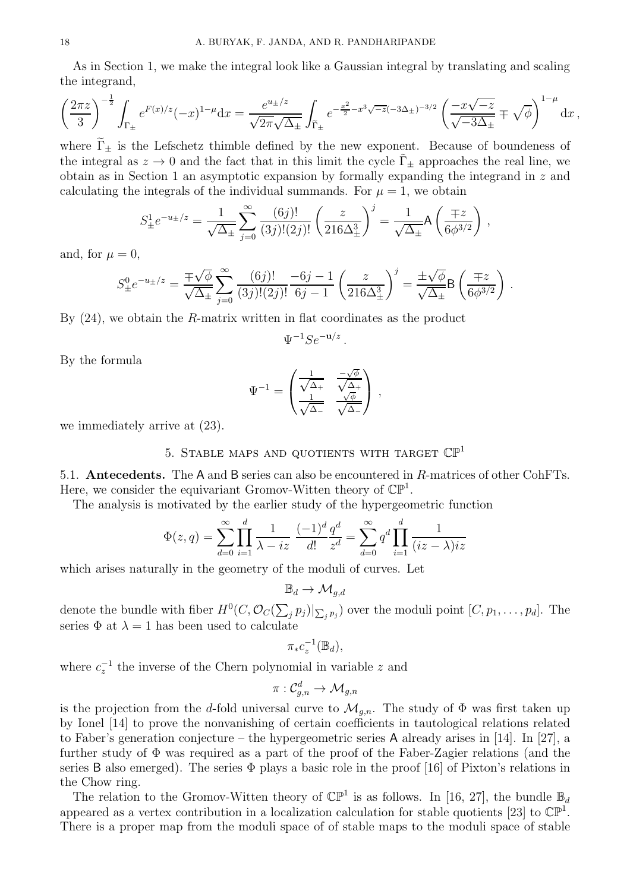As in Section 1, we make the integral look like a Gaussian integral by translating and scaling the integrand,

$$\left(\frac{2\pi z}{3}\right)^{-\frac{1}{2}} \int_{\Gamma_\pm} e^{F(x)/z}(-x)^{1-\mu}\mathrm{d}x = \frac{e^{u_\pm/z}}{\sqrt{2\pi}\sqrt{\Delta_\pm}} \int_{\widetilde{\Gamma}_\pm} e^{-\frac{x^2}{2}-x^3\sqrt{-z}(-3\Delta_\pm)^{-3/2}} \left(\frac{-x\sqrt{-z}}{\sqrt{-3\Delta_\pm}} \mp \sqrt{\phi}\right)^{1-\mu} \mathrm{d}x\,,$$

where $\widetilde{\Gamma}_\pm$ is the Lefschetz thimble defined by the new exponent. Because of boundeness of the integral as $z \to 0$ and the fact that in this limit the cycle $\tilde{\Gamma}_\pm$ approaches the real line, we obtain as in Section 1 an asymptotic expansion by formally expanding the integrand in $z$ and calculating the integrals of the individual summands. For $\mu = 1$, we obtain

$$S^1_\pm e^{-u_\pm/z} = \frac{1}{\sqrt{\Delta_\pm}} \sum_{j=0}^{\infty} \frac{(6j)!}{(3j)!(2j)!} \left(\frac{z}{216\Delta_\pm^3}\right)^j = \frac{1}{\sqrt{\Delta_\pm}} \mathsf{A}\left(\frac{\mp z}{6\phi^{3/2}}\right),$$

and, for $\mu = 0$,

$$S^0_\pm e^{-u_\pm/z} = \frac{\mp\sqrt{\phi}}{\sqrt{\Delta_\pm}} \sum_{j=0}^{\infty} \frac{(6j)!}{(3j)!(2j)!} \frac{-6j-1}{6j-1} \left(\frac{z}{216\Delta_\pm^3}\right)^j = \frac{\pm\sqrt{\phi}}{\sqrt{\Delta_\pm}} \mathsf{B}\left(\frac{\mp z}{6\phi^{3/2}}\right).$$

By (24), we obtain the $R$-matrix written in flat coordinates as the product

$$\Psi^{-1} S e^{-\mathbf{u}/z}\,.$$

By the formula

$$\Psi^{-1} = \begin{pmatrix} \frac{1}{\sqrt{\Delta_+}} & \frac{-\sqrt{\phi}}{\sqrt{\Delta_+}} \\ \frac{1}{\sqrt{\Delta_-}} & \frac{\sqrt{\phi}}{\sqrt{\Delta_-}} \end{pmatrix},$$

we immediately arrive at (23).

## 5. Stable maps and quotients with target $\mathbb{CP}^1$

**5.1. Antecedents.** The $\mathsf{A}$ and $\mathsf{B}$ series can also be encountered in $R$-matrices of other CohFTs. Here, we consider the equivariant Gromov-Witten theory of $\mathbb{CP}^1$.

The analysis is motivated by the earlier study of the hypergeometric function

$$\Phi(z,q) = \sum_{d=0}^{\infty} \prod_{i=1}^{d} \frac{1}{\lambda - iz} \frac{(-1)^d}{d!} \frac{q^d}{z^d} = \sum_{d=0}^{\infty} q^d \prod_{i=1}^{d} \frac{1}{(iz-\lambda)iz}$$

which arises naturally in the geometry of the moduli of curves. Let

$$\mathbb{B}_d \to \mathcal{M}_{g,d}$$

denote the bundle with fiber $H^0(C, \mathcal{O}_C(\sum_j p_j)|_{\sum_j p_j})$ over the moduli point $[C, p_1, \ldots, p_d]$. The series $\Phi$ at $\lambda = 1$ has been used to calculate

$$\pi_* c_z^{-1}(\mathbb{B}_d),$$

where $c_z^{-1}$ the inverse of the Chern polynomial in variable $z$ and

$$\pi : \mathcal{C}^d_{g,n} \to \mathcal{M}_{g,n}$$

is the projection from the $d$-fold universal curve to $\mathcal{M}_{g,n}$. The study of $\Phi$ was first taken up by Ionel [14] to prove the nonvanishing of certain coefficients in tautological relations related to Faber's generation conjecture – the hypergeometric series $\mathsf{A}$ already arises in [14]. In [27], a further study of $\Phi$ was required as a part of the proof of the Faber-Zagier relations (and the series $\mathsf{B}$ also emerged). The series $\Phi$ plays a basic role in the proof [16] of Pixton's relations in the Chow ring.

The relation to the Gromov-Witten theory of $\mathbb{CP}^1$ is as follows. In [16, 27], the bundle $\mathbb{B}_d$ appeared as a vertex contribution in a localization calculation for stable quotients [23] to $\mathbb{CP}^1$. There is a proper map from the moduli space of of stable maps to the moduli space of stable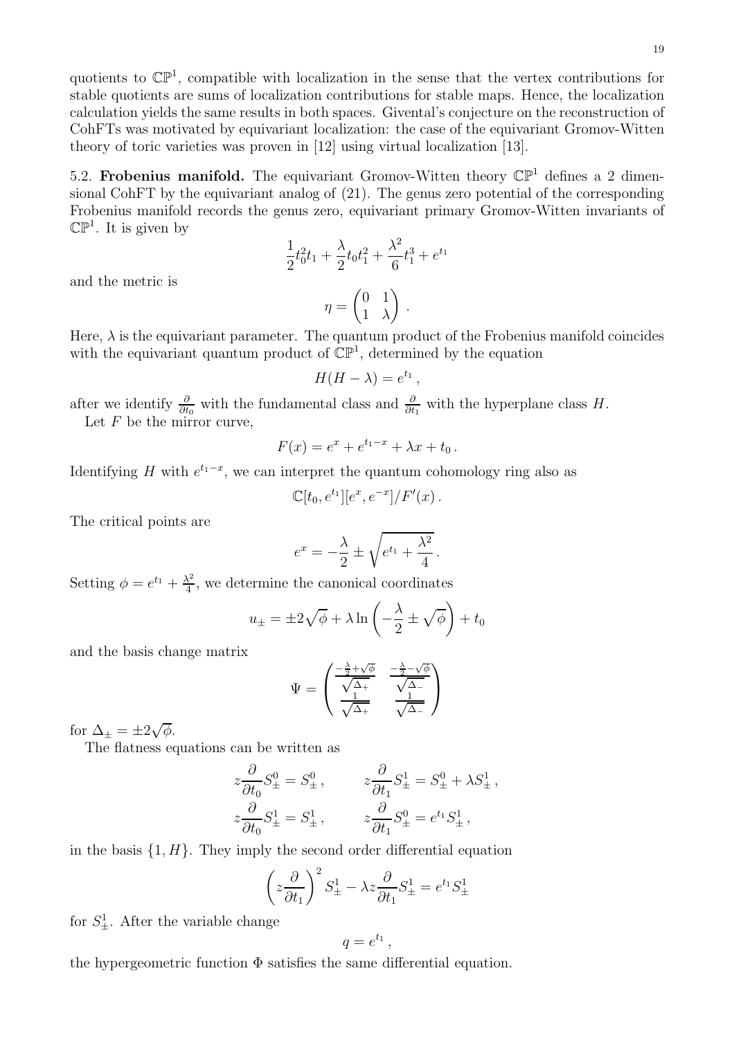quotients to $\mathbb{CP}^1$, compatible with localization in the sense that the vertex contributions for stable quotients are sums of localization contributions for stable maps. Hence, the localization calculation yields the same results in both spaces. Givental's conjecture on the reconstruction of CohFTs was motivated by equivariant localization: the case of the equivariant Gromov-Witten theory of toric varieties was proven in [12] using virtual localization [13].

5.2. **Frobenius manifold.** The equivariant Gromov-Witten theory $\mathbb{CP}^1$ defines a 2 dimensional CohFT by the equivariant analog of (21). The genus zero potential of the corresponding Frobenius manifold records the genus zero, equivariant primary Gromov-Witten invariants of $\mathbb{CP}^1$. It is given by

$$\frac{1}{2}t_0^2 t_1 + \frac{\lambda}{2}t_0 t_1^2 + \frac{\lambda^2}{6}t_1^3 + e^{t_1}$$

and the metric is

$$\eta = \begin{pmatrix} 0 & 1 \\ 1 & \lambda \end{pmatrix}.$$

Here, $\lambda$ is the equivariant parameter. The quantum product of the Frobenius manifold coincides with the equivariant quantum product of $\mathbb{CP}^1$, determined by the equation

$$H(H-\lambda) = e^{t_1},$$

after we identify $\frac{\partial}{\partial t_0}$ with the fundamental class and $\frac{\partial}{\partial t_1}$ with the hyperplane class $H$.

Let $F$ be the mirror curve,

$$F(x) = e^x + e^{t_1 - x} + \lambda x + t_0.$$

Identifying $H$ with $e^{t_1-x}$, we can interpret the quantum cohomology ring also as

$$\mathbb{C}[t_0, e^{t_1}][e^x, e^{-x}]/F'(x).$$

The critical points are

$$e^x = -\frac{\lambda}{2} \pm \sqrt{e^{t_1} + \frac{\lambda^2}{4}}.$$

Setting $\phi = e^{t_1} + \frac{\lambda^2}{4}$, we determine the canonical coordinates

$$u_\pm = \pm 2\sqrt{\phi} + \lambda \ln\left(-\frac{\lambda}{2} \pm \sqrt{\phi}\right) + t_0$$

and the basis change matrix

$$\Psi = \begin{pmatrix} \frac{-\frac{\lambda}{2}+\sqrt{\phi}}{\sqrt{\Delta_+}} & \frac{-\frac{\lambda}{2}-\sqrt{\phi}}{\sqrt{\Delta_-}} \\ \frac{1}{\sqrt{\Delta_+}} & \frac{1}{\sqrt{\Delta_-}} \end{pmatrix}$$

for $\Delta_\pm = \pm 2\sqrt{\phi}$.

The flatness equations can be written as

$$z\frac{\partial}{\partial t_0}S_\pm^0 = S_\pm^0, \qquad z\frac{\partial}{\partial t_1}S_\pm^1 = S_\pm^0 + \lambda S_\pm^1,$$
$$z\frac{\partial}{\partial t_0}S_\pm^1 = S_\pm^1, \qquad z\frac{\partial}{\partial t_1}S_\pm^0 = e^{t_1}S_\pm^1,$$

in the basis $\{1, H\}$. They imply the second order differential equation

$$\left(z\frac{\partial}{\partial t_1}\right)^2 S_\pm^1 - \lambda z\frac{\partial}{\partial t_1}S_\pm^1 = e^{t_1}S_\pm^1$$

for $S_\pm^1$. After the variable change

$$q = e^{t_1},$$

the hypergeometric function $\Phi$ satisfies the same differential equation.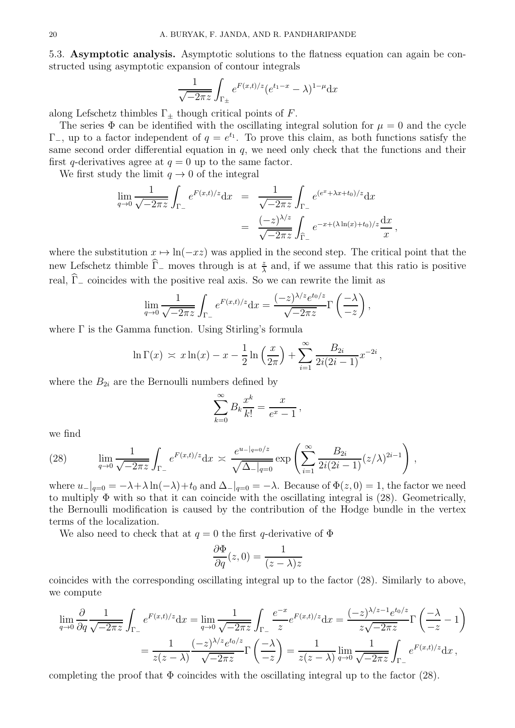5.3. **Asymptotic analysis.** Asymptotic solutions to the flatness equation can again be constructed using asymptotic expansion of contour integrals

$$\frac{1}{\sqrt{-2\pi z}}\int_{\Gamma_\pm} e^{F(x,t)/z}(e^{t_1-x}-\lambda)^{1-\mu}\mathrm{d}x$$

along Lefschetz thimbles $\Gamma_\pm$ though critical points of $F$.

The series $\Phi$ can be identified with the oscillating integral solution for $\mu=0$ and the cycle $\Gamma_-$, up to a factor independent of $q=e^{t_1}$. To prove this claim, as both functions satisfy the same second order differential equation in $q$, we need only check that the functions and their first $q$-derivatives agree at $q=0$ up to the same factor.

We first study the limit $q\to 0$ of the integral

$$\begin{aligned}\lim_{q\to 0}\frac{1}{\sqrt{-2\pi z}}\int_{\Gamma_-} e^{F(x,t)/z}\mathrm{d}x &= \frac{1}{\sqrt{-2\pi z}}\int_{\Gamma_-} e^{(e^x+\lambda x+t_0)/z}\mathrm{d}x\\ &= \frac{(-z)^{\lambda/z}}{\sqrt{-2\pi z}}\int_{\widehat{\Gamma}_-} e^{-x+(\lambda\ln(x)+t_0)/z}\frac{\mathrm{d}x}{x}\,,\end{aligned}$$

where the substitution $x\mapsto \ln(-xz)$ was applied in the second step. The critical point that the new Lefschetz thimble $\widehat{\Gamma}_-$ moves through is at $\frac{z}{\lambda}$ and, if we assume that this ratio is positive real, $\widehat{\Gamma}_-$ coincides with the positive real axis. So we can rewrite the limit as

$$\lim_{q\to 0}\frac{1}{\sqrt{-2\pi z}}\int_{\Gamma_-} e^{F(x,t)/z}\mathrm{d}x = \frac{(-z)^{\lambda/z}e^{t_0/z}}{\sqrt{-2\pi z}}\Gamma\left(\frac{-\lambda}{-z}\right),$$

where $\Gamma$ is the Gamma function. Using Stirling's formula

$$\ln\Gamma(x) \asymp x\ln(x)-x-\frac{1}{2}\ln\left(\frac{x}{2\pi}\right)+\sum_{i=1}^{\infty}\frac{B_{2i}}{2i(2i-1)}x^{-2i}\,,$$

where the $B_{2i}$ are the Bernoulli numbers defined by

$$\sum_{k=0}^{\infty}B_k\frac{x^k}{k!}=\frac{x}{e^x-1}\,,$$

we find

$$\lim_{q\to 0}\frac{1}{\sqrt{-2\pi z}}\int_{\Gamma_-} e^{F(x,t)/z}\mathrm{d}x \asymp \frac{e^{u_-|_{q=0}/z}}{\sqrt{\Delta_-|_{q=0}}}\exp\left(\sum_{i=1}^{\infty}\frac{B_{2i}}{2i(2i-1)}(z/\lambda)^{2i-1}\right), \tag{28}$$

where $u_-|_{q=0}=-\lambda+\lambda\ln(-\lambda)+t_0$ and $\Delta_-|_{q=0}=-\lambda$. Because of $\Phi(z,0)=1$, the factor we need to multiply $\Phi$ with so that it can coincide with the oscillating integral is (28). Geometrically, the Bernoulli modification is caused by the contribution of the Hodge bundle in the vertex terms of the localization.

We also need to check that at $q=0$ the first $q$-derivative of $\Phi$

$$\frac{\partial\Phi}{\partial q}(z,0)=\frac{1}{(z-\lambda)z}$$

coincides with the corresponding oscillating integral up to the factor (28). Similarly to above, we compute

$$\begin{aligned}\lim_{q\to 0}\frac{\partial}{\partial q}\frac{1}{\sqrt{-2\pi z}}\int_{\Gamma_-} e^{F(x,t)/z}\mathrm{d}x &= \lim_{q\to 0}\frac{1}{\sqrt{-2\pi z}}\int_{\Gamma_-}\frac{e^{-x}}{z}e^{F(x,t)/z}\mathrm{d}x = \frac{(-z)^{\lambda/z-1}e^{t_0/z}}{z\sqrt{-2\pi z}}\Gamma\left(\frac{-\lambda}{-z}-1\right)\\ &= \frac{1}{z(z-\lambda)}\frac{(-z)^{\lambda/z}e^{t_0/z}}{\sqrt{-2\pi z}}\Gamma\left(\frac{-\lambda}{-z}\right)=\frac{1}{z(z-\lambda)}\lim_{q\to 0}\frac{1}{\sqrt{-2\pi z}}\int_{\Gamma_-} e^{F(x,t)/z}\mathrm{d}x\,,\end{aligned}$$

completing the proof that $\Phi$ coincides with the oscillating integral up to the factor (28).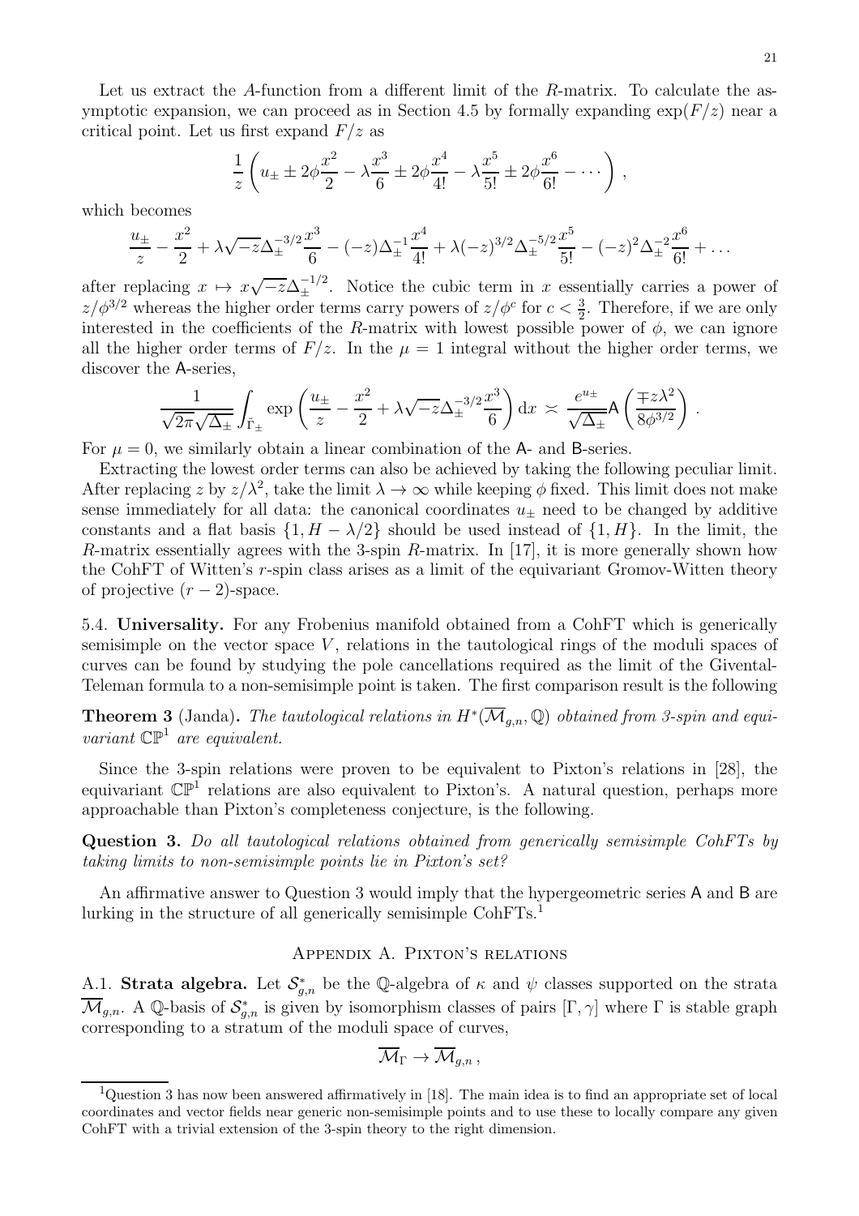Let us extract the $A$-function from a different limit of the $R$-matrix. To calculate the asymptotic expansion, we can proceed as in Section 4.5 by formally expanding $\exp(F/z)$ near a critical point. Let us first expand $F/z$ as

$$\frac{1}{z}\left(u_\pm \pm 2\phi\frac{x^2}{2} - \lambda\frac{x^3}{6} \pm 2\phi\frac{x^4}{4!} - \lambda\frac{x^5}{5!} \pm 2\phi\frac{x^6}{6!} - \cdots\right),$$

which becomes

$$\frac{u_\pm}{z} - \frac{x^2}{2} + \lambda\sqrt{-z}\Delta_\pm^{-3/2}\frac{x^3}{6} - (-z)\Delta_\pm^{-1}\frac{x^4}{4!} + \lambda(-z)^{3/2}\Delta_\pm^{-5/2}\frac{x^5}{5!} - (-z)^2\Delta_\pm^{-2}\frac{x^6}{6!} + \ldots$$

after replacing $x \mapsto x\sqrt{-z}\Delta_\pm^{-1/2}$. Notice the cubic term in $x$ essentially carries a power of $z/\phi^{3/2}$ whereas the higher order terms carry powers of $z/\phi^c$ for $c < \frac{3}{2}$. Therefore, if we are only interested in the coefficients of the $R$-matrix with lowest possible power of $\phi$, we can ignore all the higher order terms of $F/z$. In the $\mu = 1$ integral without the higher order terms, we discover the $\mathsf{A}$-series,

$$\frac{1}{\sqrt{2\pi}\sqrt{\Delta_\pm}}\int_{\tilde\Gamma_\pm}\exp\left(\frac{u_\pm}{z} - \frac{x^2}{2} + \lambda\sqrt{-z}\Delta_\pm^{-3/2}\frac{x^3}{6}\right)\mathrm{d}x \asymp \frac{e^{u_\pm}}{\sqrt{\Delta_\pm}}\mathsf{A}\left(\frac{\mp z\lambda^2}{8\phi^{3/2}}\right).$$

For $\mu = 0$, we similarly obtain a linear combination of the $\mathsf{A}$- and $\mathsf{B}$-series.

Extracting the lowest order terms can also be achieved by taking the following peculiar limit. After replacing $z$ by $z/\lambda^2$, take the limit $\lambda \to \infty$ while keeping $\phi$ fixed. This limit does not make sense immediately for all data: the canonical coordinates $u_\pm$ need to be changed by additive constants and a flat basis $\{1, H - \lambda/2\}$ should be used instead of $\{1, H\}$. In the limit, the $R$-matrix essentially agrees with the 3-spin $R$-matrix. In [17], it is more generally shown how the CohFT of Witten's $r$-spin class arises as a limit of the equivariant Gromov-Witten theory of projective $(r-2)$-space.

5.4. **Universality.** For any Frobenius manifold obtained from a CohFT which is generically semisimple on the vector space $V$, relations in the tautological rings of the moduli spaces of curves can be found by studying the pole cancellations required as the limit of the Givental-Teleman formula to a non-semisimple point is taken. The first comparison result is the following

**Theorem 3** (Janda)**.** *The tautological relations in $H^*(\overline{\mathcal{M}}_{g,n}, \mathbb{Q})$ obtained from 3-spin and equivariant $\mathbb{CP}^1$ are equivalent.*

Since the 3-spin relations were proven to be equivalent to Pixton's relations in [28], the equivariant $\mathbb{CP}^1$ relations are also equivalent to Pixton's. A natural question, perhaps more approachable than Pixton's completeness conjecture, is the following.

**Question 3.** *Do all tautological relations obtained from generically semisimple CohFTs by taking limits to non-semisimple points lie in Pixton's set?*

An affirmative answer to Question 3 would imply that the hypergeometric series $\mathsf{A}$ and $\mathsf{B}$ are lurking in the structure of all generically semisimple CohFTs.[1]

## Appendix A. Pixton's relations

A.1. **Strata algebra.** Let $\mathcal{S}^*_{g,n}$ be the $\mathbb{Q}$-algebra of $\kappa$ and $\psi$ classes supported on the strata $\overline{\mathcal{M}}_{g,n}$. A $\mathbb{Q}$-basis of $\mathcal{S}^*_{g,n}$ is given by isomorphism classes of pairs $[\Gamma, \gamma]$ where $\Gamma$ is stable graph corresponding to a stratum of the moduli space of curves,

$$\overline{\mathcal{M}}_\Gamma \to \overline{\mathcal{M}}_{g,n},$$

[1] Question 3 has now been answered affirmatively in [18]. The main idea is to find an appropriate set of local coordinates and vector fields near generic non-semisimple points and to use these to locally compare any given CohFT with a trivial extension of the 3-spin theory to the right dimension.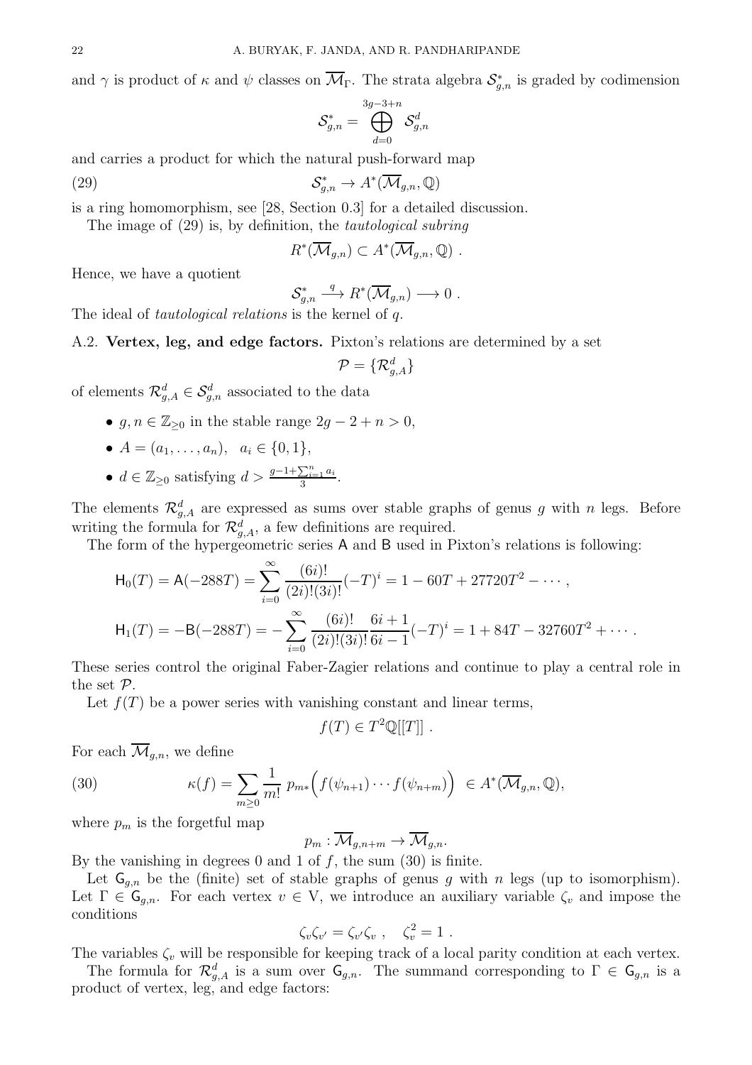and $\gamma$ is product of $\kappa$ and $\psi$ classes on $\overline{\mathcal{M}}_\Gamma$. The strata algebra $\mathcal{S}^*_{g,n}$ is graded by codimension

$$\mathcal{S}^*_{g,n} = \bigoplus_{d=0}^{3g-3+n} \mathcal{S}^d_{g,n}$$

and carries a product for which the natural push-forward map

$$\mathcal{S}^*_{g,n} \to A^*(\overline{\mathcal{M}}_{g,n}, \mathbb{Q}) \tag{29}$$

is a ring homomorphism, see [28, Section 0.3] for a detailed discussion.

The image of (29) is, by definition, the *tautological subring*

$$R^*(\overline{\mathcal{M}}_{g,n}) \subset A^*(\overline{\mathcal{M}}_{g,n}, \mathbb{Q}) \ .$$

Hence, we have a quotient

$$\mathcal{S}^*_{g,n} \xrightarrow{\ q\ } R^*(\overline{\mathcal{M}}_{g,n}) \longrightarrow 0 \ .$$

The ideal of *tautological relations* is the kernel of $q$.

**A.2. Vertex, leg, and edge factors.** Pixton's relations are determined by a set

$$\mathcal{P} = \{\mathcal{R}^d_{g,A}\}$$

of elements $\mathcal{R}^d_{g,A} \in \mathcal{S}^d_{g,n}$ associated to the data

- $g, n \in \mathbb{Z}_{\geq 0}$ in the stable range $2g - 2 + n > 0$,
- $A = (a_1, \ldots, a_n), \quad a_i \in \{0, 1\}$,
- $d \in \mathbb{Z}_{\geq 0}$ satisfying $d > \frac{g-1+\sum_{i=1}^n a_i}{3}$.

The elements $\mathcal{R}^d_{g,A}$ are expressed as sums over stable graphs of genus $g$ with $n$ legs. Before writing the formula for $\mathcal{R}^d_{g,A}$, a few definitions are required.

The form of the hypergeometric series $\mathsf{A}$ and $\mathsf{B}$ used in Pixton's relations is following:

$$\mathsf{H}_0(T) = \mathsf{A}(-288T) = \sum_{i=0}^{\infty} \frac{(6i)!}{(2i)!(3i)!}(-T)^i = 1 - 60T + 27720T^2 - \cdots \ ,$$

$$\mathsf{H}_1(T) = -\mathsf{B}(-288T) = -\sum_{i=0}^{\infty} \frac{(6i)!}{(2i)!(3i)!}\frac{6i+1}{6i-1}(-T)^i = 1 + 84T - 32760T^2 + \cdots \ .$$

These series control the original Faber-Zagier relations and continue to play a central role in the set $\mathcal{P}$.

Let $f(T)$ be a power series with vanishing constant and linear terms,

$$f(T) \in T^2\mathbb{Q}[[T]] \ .$$

For each $\overline{\mathcal{M}}_{g,n}$, we define

$$\kappa(f) = \sum_{m \geq 0} \frac{1}{m!}\ p_{m*}\Big(f(\psi_{n+1}) \cdots f(\psi_{n+m})\Big) \ \in A^*(\overline{\mathcal{M}}_{g,n}, \mathbb{Q}), \tag{30}$$

where $p_m$ is the forgetful map

$$p_m : \overline{\mathcal{M}}_{g,n+m} \to \overline{\mathcal{M}}_{g,n}.$$

By the vanishing in degrees 0 and 1 of $f$, the sum (30) is finite.

Let $\mathsf{G}_{g,n}$ be the (finite) set of stable graphs of genus $g$ with $n$ legs (up to isomorphism). Let $\Gamma \in \mathsf{G}_{g,n}$. For each vertex $v \in \mathrm{V}$, we introduce an auxiliary variable $\zeta_v$ and impose the conditions

$$\zeta_v \zeta_{v'} = \zeta_{v'} \zeta_v \ , \quad \zeta_v^2 = 1 \ .$$

The variables $\zeta_v$ will be responsible for keeping track of a local parity condition at each vertex.

The formula for $\mathcal{R}^d_{g,A}$ is a sum over $\mathsf{G}_{g,n}$. The summand corresponding to $\Gamma \in \mathsf{G}_{g,n}$ is a product of vertex, leg, and edge factors: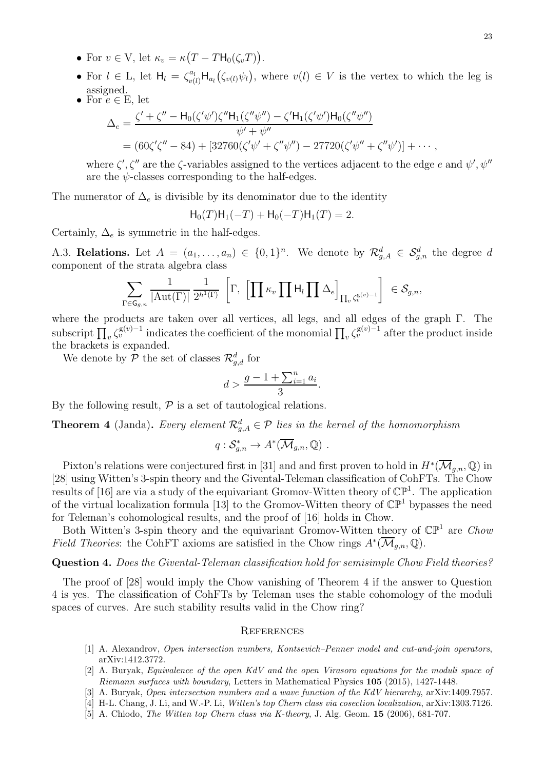- For $v \in \mathrm{V}$, let $\kappa_v = \kappa\big(T - T\mathsf{H}_0(\zeta_v T)\big)$.
- For $l \in \mathrm{L}$, let $\mathsf{H}_l = \zeta_{v(l)}^{a_l}\mathsf{H}_{a_l}\big(\zeta_{v(l)}\psi_l\big)$, where $v(l) \in V$ is the vertex to which the leg is assigned.
- For $e \in \mathrm{E}$, let

$$
\begin{aligned}
\Delta_e &= \frac{\zeta' + \zeta'' - \mathsf{H}_0(\zeta'\psi')\zeta''\mathsf{H}_1(\zeta''\psi'') - \zeta'\mathsf{H}_1(\zeta'\psi')\mathsf{H}_0(\zeta''\psi'')}{\psi' + \psi''} \\
&= (60\zeta'\zeta'' - 84) + [32760(\zeta'\psi' + \zeta''\psi'') - 27720(\zeta'\psi'' + \zeta''\psi')] + \cdots,
\end{aligned}
$$

  where $\zeta', \zeta''$ are the $\zeta$-variables assigned to the vertices adjacent to the edge $e$ and $\psi', \psi''$ are the $\psi$-classes corresponding to the half-edges.

The numerator of $\Delta_e$ is divisible by its denominator due to the identity

$$
\mathsf{H}_0(T)\mathsf{H}_1(-T) + \mathsf{H}_0(-T)\mathsf{H}_1(T) = 2.
$$

Certainly, $\Delta_e$ is symmetric in the half-edges.

A.3. **Relations.** Let $A = (a_1, \ldots, a_n) \in \{0,1\}^n$. We denote by $\mathcal{R}^d_{g,A} \in \mathcal{S}^d_{g,n}$ the degree $d$ component of the strata algebra class

$$
\sum_{\Gamma \in \mathsf{G}_{g,n}} \frac{1}{|\mathrm{Aut}(\Gamma)|} \frac{1}{2^{h^1(\Gamma)}} \left[\Gamma,\ \left[\prod \kappa_v \prod \mathsf{H}_l \prod \Delta_e\right]_{\prod_v \zeta_v^{\mathrm{g}(v)-1}}\right] \in \mathcal{S}_{g,n},
$$

where the products are taken over all vertices, all legs, and all edges of the graph $\Gamma$. The subscript $\prod_v \zeta_v^{\mathrm{g}(v)-1}$ indicates the coefficient of the monomial $\prod_v \zeta_v^{\mathrm{g}(v)-1}$ after the product inside the brackets is expanded.

We denote by $\mathcal{P}$ the set of classes $\mathcal{R}^d_{g,d}$ for

$$
d > \frac{g - 1 + \sum_{i=1}^n a_i}{3}.
$$

By the following result, $\mathcal{P}$ is a set of tautological relations.

**Theorem 4** (Janda)**.** *Every element $\mathcal{R}^d_{g,A} \in \mathcal{P}$ lies in the kernel of the homomorphism*

$$
q : \mathcal{S}^*_{g,n} \to A^*(\overline{\mathcal{M}}_{g,n}, \mathbb{Q}) \ .
$$

Pixton's relations were conjectured first in [31] and and first proven to hold in $H^*(\overline{\mathcal{M}}_{g,n}, \mathbb{Q})$ in [28] using Witten's 3-spin theory and the Givental-Teleman classification of CohFTs. The Chow results of [16] are via a study of the equivariant Gromov-Witten theory of $\mathbb{CP}^1$. The application of the virtual localization formula [13] to the Gromov-Witten theory of $\mathbb{CP}^1$ bypasses the need for Teleman's cohomological results, and the proof of [16] holds in Chow.

Both Witten's 3-spin theory and the equivariant Gromov-Witten theory of $\mathbb{CP}^1$ are *Chow Field Theories*: the CohFT axioms are satisfied in the Chow rings $A^*(\overline{\mathcal{M}}_{g,n}, \mathbb{Q})$.

**Question 4.** *Does the Givental-Teleman classification hold for semisimple Chow Field theories?*

The proof of [28] would imply the Chow vanishing of Theorem 4 if the answer to Question 4 is yes. The classification of CohFTs by Teleman uses the stable cohomology of the moduli spaces of curves. Are such stability results valid in the Chow ring?

## References

[1] A. Alexandrov, *Open intersection numbers, Kontsevich–Penner model and cut-and-join operators*, arXiv:1412.3772.

[2] A. Buryak, *Equivalence of the open KdV and the open Virasoro equations for the moduli space of Riemann surfaces with boundary*, Letters in Mathematical Physics **105** (2015), 1427-1448.

[3] A. Buryak, *Open intersection numbers and a wave function of the KdV hierarchy*, arXiv:1409.7957.

[4] H-L. Chang, J. Li, and W.-P. Li, *Witten's top Chern class via cosection localization*, arXiv:1303.7126.

[5] A. Chiodo, *The Witten top Chern class via K-theory*, J. Alg. Geom. **15** (2006), 681-707.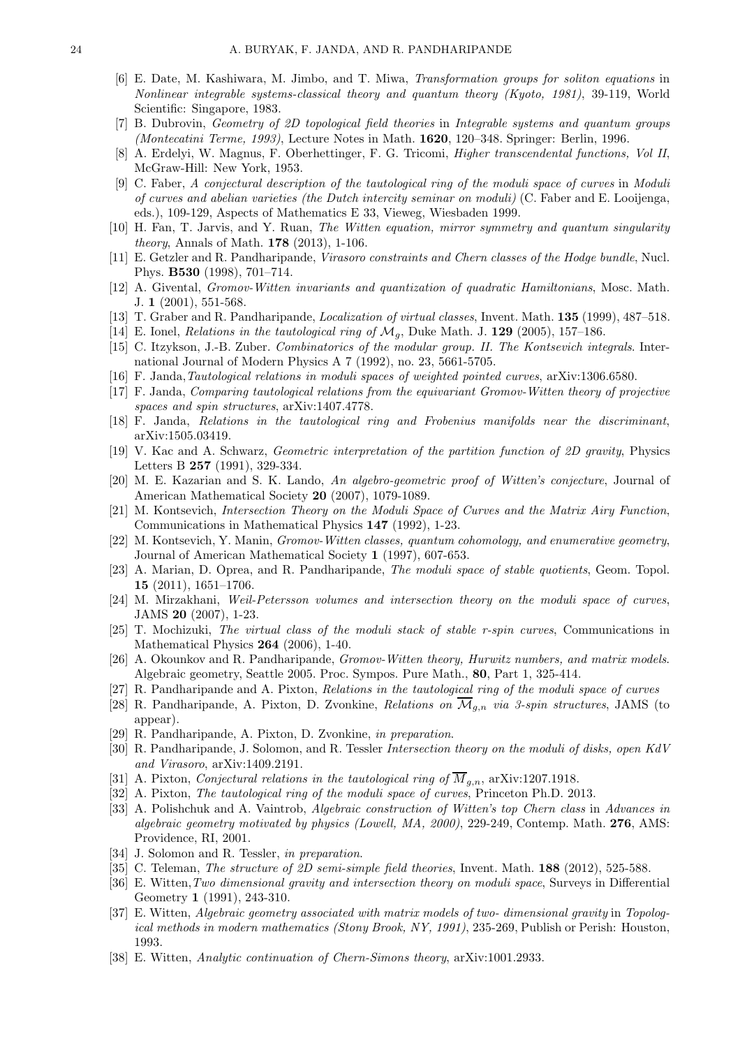[6] E. Date, M. Kashiwara, M. Jimbo, and T. Miwa, *Transformation groups for soliton equations* in *Nonlinear integrable systems-classical theory and quantum theory (Kyoto, 1981)*, 39-119, World Scientific: Singapore, 1983.

[7] B. Dubrovin, *Geometry of 2D topological field theories* in *Integrable systems and quantum groups (Montecatini Terme, 1993)*, Lecture Notes in Math. **1620**, 120–348. Springer: Berlin, 1996.

[8] A. Erdelyi, W. Magnus, F. Oberhettinger, F. G. Tricomi, *Higher transcendental functions, Vol II*, McGraw-Hill: New York, 1953.

[9] C. Faber, *A conjectural description of the tautological ring of the moduli space of curves* in *Moduli of curves and abelian varieties (the Dutch intercity seminar on moduli)* (C. Faber and E. Looijenga, eds.), 109-129, Aspects of Mathematics E 33, Vieweg, Wiesbaden 1999.

[10] H. Fan, T. Jarvis, and Y. Ruan, *The Witten equation, mirror symmetry and quantum singularity theory*, Annals of Math. **178** (2013), 1-106.

[11] E. Getzler and R. Pandharipande, *Virasoro constraints and Chern classes of the Hodge bundle*, Nucl. Phys. **B530** (1998), 701–714.

[12] A. Givental, *Gromov-Witten invariants and quantization of quadratic Hamiltonians*, Mosc. Math. J. **1** (2001), 551-568.

[13] T. Graber and R. Pandharipande, *Localization of virtual classes*, Invent. Math. **135** (1999), 487–518.

[14] E. Ionel, *Relations in the tautological ring of $\mathcal{M}_g$*, Duke Math. J. **129** (2005), 157–186.

[15] C. Itzykson, J.-B. Zuber. *Combinatorics of the modular group. II. The Kontsevich integrals*. International Journal of Modern Physics A 7 (1992), no. 23, 5661-5705.

[16] F. Janda, *Tautological relations in moduli spaces of weighted pointed curves*, arXiv:1306.6580.

[17] F. Janda, *Comparing tautological relations from the equivariant Gromov-Witten theory of projective spaces and spin structures*, arXiv:1407.4778.

[18] F. Janda, *Relations in the tautological ring and Frobenius manifolds near the discriminant*, arXiv:1505.03419.

[19] V. Kac and A. Schwarz, *Geometric interpretation of the partition function of 2D gravity*, Physics Letters B **257** (1991), 329-334.

[20] M. E. Kazarian and S. K. Lando, *An algebro-geometric proof of Witten's conjecture*, Journal of American Mathematical Society **20** (2007), 1079-1089.

[21] M. Kontsevich, *Intersection Theory on the Moduli Space of Curves and the Matrix Airy Function*, Communications in Mathematical Physics **147** (1992), 1-23.

[22] M. Kontsevich, Y. Manin, *Gromov-Witten classes, quantum cohomology, and enumerative geometry*, Journal of American Mathematical Society **1** (1997), 607-653.

[23] A. Marian, D. Oprea, and R. Pandharipande, *The moduli space of stable quotients*, Geom. Topol. **15** (2011), 1651–1706.

[24] M. Mirzakhani, *Weil-Petersson volumes and intersection theory on the moduli space of curves*, JAMS **20** (2007), 1-23.

[25] T. Mochizuki, *The virtual class of the moduli stack of stable r-spin curves*, Communications in Mathematical Physics **264** (2006), 1-40.

[26] A. Okounkov and R. Pandharipande, *Gromov-Witten theory, Hurwitz numbers, and matrix models*. Algebraic geometry, Seattle 2005. Proc. Sympos. Pure Math., **80**, Part 1, 325-414.

[27] R. Pandharipande and A. Pixton, *Relations in the tautological ring of the moduli space of curves*

[28] R. Pandharipande, A. Pixton, D. Zvonkine, *Relations on $\overline{\mathcal{M}}_{g,n}$ via 3-spin structures*, JAMS (to appear).

[29] R. Pandharipande, A. Pixton, D. Zvonkine, *in preparation*.

[30] R. Pandharipande, J. Solomon, and R. Tessler *Intersection theory on the moduli of disks, open KdV and Virasoro*, arXiv:1409.2191.

[31] A. Pixton, *Conjectural relations in the tautological ring of $\overline{M}_{g,n}$*, arXiv:1207.1918.

[32] A. Pixton, *The tautological ring of the moduli space of curves*, Princeton Ph.D. 2013.

[33] A. Polishchuk and A. Vaintrob, *Algebraic construction of Witten's top Chern class* in *Advances in algebraic geometry motivated by physics (Lowell, MA, 2000)*, 229-249, Contemp. Math. **276**, AMS: Providence, RI, 2001.

[34] J. Solomon and R. Tessler, *in preparation*.

[35] C. Teleman, *The structure of 2D semi-simple field theories*, Invent. Math. **188** (2012), 525-588.

[36] E. Witten, *Two dimensional gravity and intersection theory on moduli space*, Surveys in Differential Geometry **1** (1991), 243-310.

[37] E. Witten, *Algebraic geometry associated with matrix models of two- dimensional gravity* in *Topological methods in modern mathematics (Stony Brook, NY, 1991)*, 235-269, Publish or Perish: Houston, 1993.

[38] E. Witten, *Analytic continuation of Chern-Simons theory*, arXiv:1001.2933.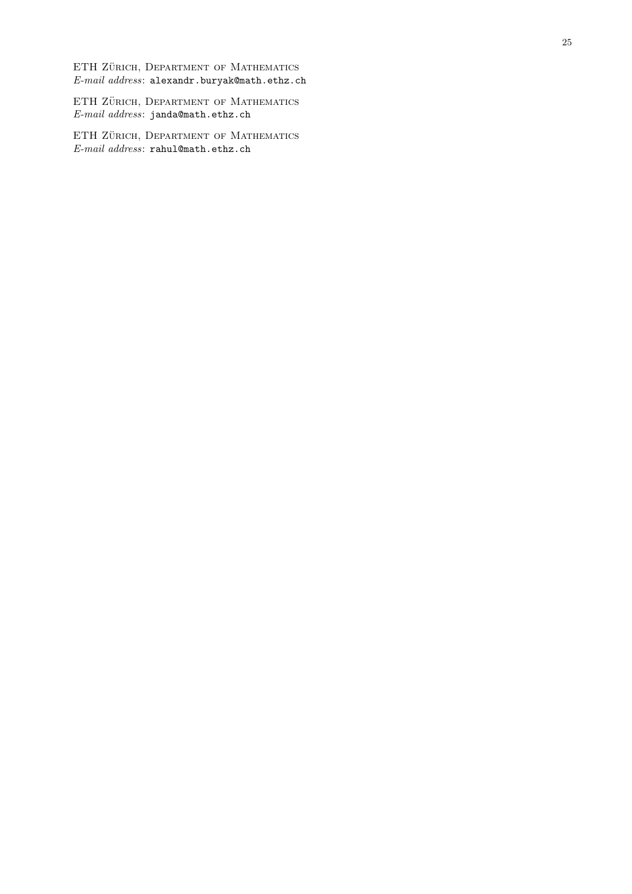ETH Zürich, Department of Mathematics
*E-mail address*: alexandr.buryak@math.ethz.ch

ETH Zürich, Department of Mathematics
*E-mail address*: janda@math.ethz.ch

ETH Zürich, Department of Mathematics
*E-mail address*: rahul@math.ethz.ch